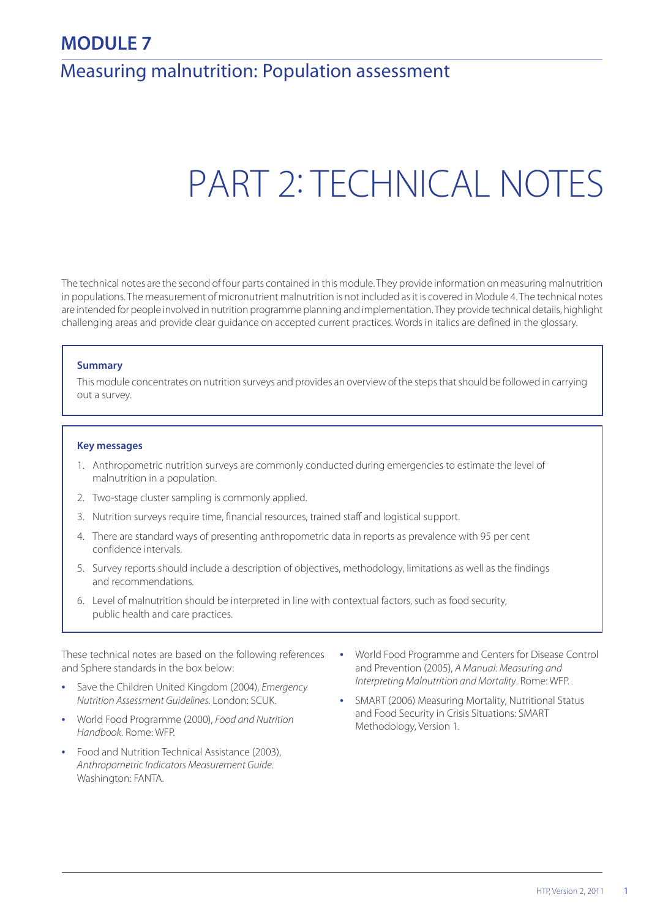# MODULE 7

## Measuring malnutrition: Population assessment

# PART 2: TECHNICAL NOTES

The technical notes are the second of four parts contained in this module. They provide information on measuring malnutrition in populations. The measurement of micronutrient malnutrition is not included as it is covered in Module 4. The technical notes are intended for people involved in nutrition programme planning and implementation. They provide technical details, highlight challenging areas and provide clear guidance on accepted current practices. Words in italics are defined in the glossary.

**Summary**

This module concentrates on nutrition surveys and provides an overview of the steps that should be followed in carrying out a survey.

**Key messages**

1. Anthropometric nutrition surveys are commonly conducted during emergencies to estimate the level of malnutrition in a population.
2. Two-stage cluster sampling is commonly applied.
3. Nutrition surveys require time, financial resources, trained staff and logistical support.
4. There are standard ways of presenting anthropometric data in reports as prevalence with 95 per cent confidence intervals.
5. Survey reports should include a description of objectives, methodology, limitations as well as the findings and recommendations.
6. Level of malnutrition should be interpreted in line with contextual factors, such as food security, public health and care practices.

These technical notes are based on the following references and Sphere standards in the box below:

- Save the Children United Kingdom (2004), *Emergency Nutrition Assessment Guidelines*. London: SCUK.
- World Food Programme (2000), *Food and Nutrition Handbook*. Rome: WFP.
- Food and Nutrition Technical Assistance (2003), *Anthropometric Indicators Measurement Guide*. Washington: FANTA.
- World Food Programme and Centers for Disease Control and Prevention (2005), *A Manual: Measuring and Interpreting Malnutrition and Mortality*. Rome: WFP.
- SMART (2006) Measuring Mortality, Nutritional Status and Food Security in Crisis Situations: SMART Methodology, Version 1.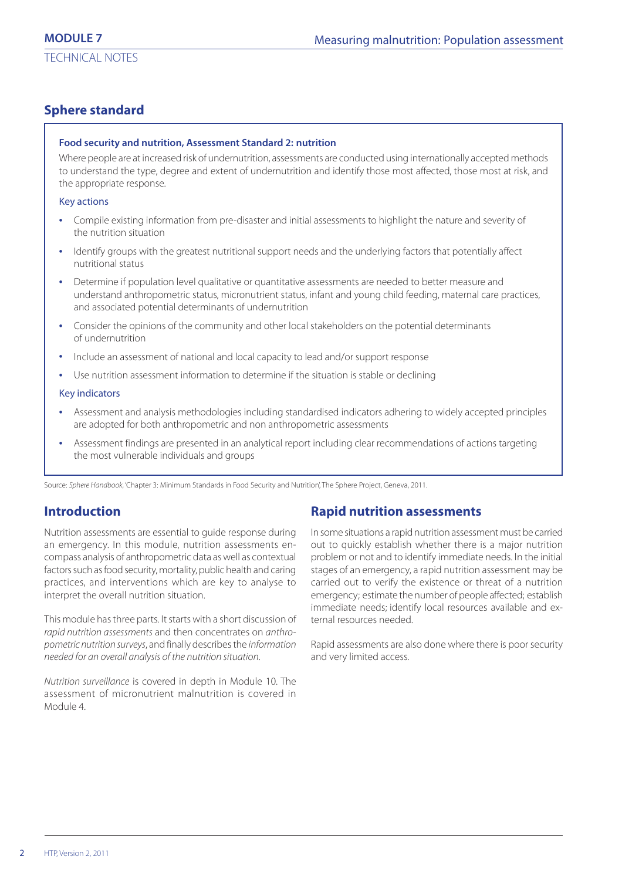## Sphere standard

**Food security and nutrition, Assessment Standard 2: nutrition**

Where people are at increased risk of undernutrition, assessments are conducted using internationally accepted methods to understand the type, degree and extent of undernutrition and identify those most affected, those most at risk, and the appropriate response.

Key actions

- Compile existing information from pre-disaster and initial assessments to highlight the nature and severity of the nutrition situation
- Identify groups with the greatest nutritional support needs and the underlying factors that potentially affect nutritional status
- Determine if population level qualitative or quantitative assessments are needed to better measure and understand anthropometric status, micronutrient status, infant and young child feeding, maternal care practices, and associated potential determinants of undernutrition
- Consider the opinions of the community and other local stakeholders on the potential determinants of undernutrition
- Include an assessment of national and local capacity to lead and/or support response
- Use nutrition assessment information to determine if the situation is stable or declining

Key indicators

- Assessment and analysis methodologies including standardised indicators adhering to widely accepted principles are adopted for both anthropometric and non anthropometric assessments
- Assessment findings are presented in an analytical report including clear recommendations of actions targeting the most vulnerable individuals and groups

Source: *Sphere Handbook*, 'Chapter 3: Minimum Standards in Food Security and Nutrition', The Sphere Project, Geneva, 2011.

## Introduction

Nutrition assessments are essential to guide response during an emergency. In this module, nutrition assessments encompass analysis of anthropometric data as well as contextual factors such as food security, mortality, public health and caring practices, and interventions which are key to analyse to interpret the overall nutrition situation.

This module has three parts. It starts with a short discussion of *rapid nutrition assessments* and then concentrates on *anthropometric nutrition surveys*, and finally describes the *information needed for an overall analysis of the nutrition situation.*

*Nutrition surveillance* is covered in depth in Module 10. The assessment of micronutrient malnutrition is covered in Module 4.

## Rapid nutrition assessments

In some situations a rapid nutrition assessment must be carried out to quickly establish whether there is a major nutrition problem or not and to identify immediate needs. In the initial stages of an emergency, a rapid nutrition assessment may be carried out to verify the existence or threat of a nutrition emergency; estimate the number of people affected; establish immediate needs; identify local resources available and external resources needed.

Rapid assessments are also done where there is poor security and very limited access.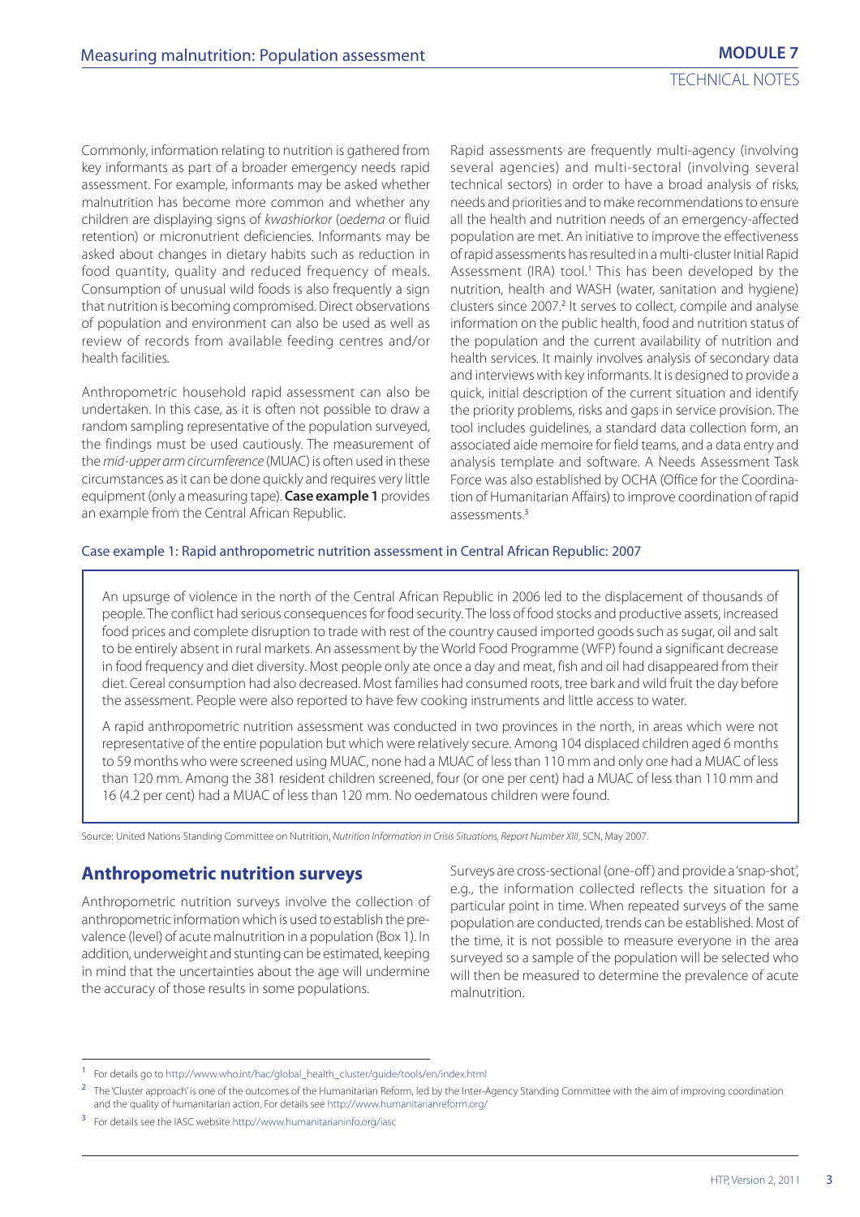Commonly, information relating to nutrition is gathered from key informants as part of a broader emergency needs rapid assessment. For example, informants may be asked whether malnutrition has become more common and whether any children are displaying signs of *kwashiorkor* (*oedema* or fluid retention) or micronutrient deficiencies. Informants may be asked about changes in dietary habits such as reduction in food quantity, quality and reduced frequency of meals. Consumption of unusual wild foods is also frequently a sign that nutrition is becoming compromised. Direct observations of population and environment can also be used as well as review of records from available feeding centres and/or health facilities.

Anthropometric household rapid assessment can also be undertaken. In this case, as it is often not possible to draw a random sampling representative of the population surveyed, the findings must be used cautiously. The measurement of the *mid-upper arm circumference* (MUAC) is often used in these circumstances as it can be done quickly and requires very little equipment (only a measuring tape). **Case example 1** provides an example from the Central African Republic.

Rapid assessments are frequently multi-agency (involving several agencies) and multi-sectoral (involving several technical sectors) in order to have a broad analysis of risks, needs and priorities and to make recommendations to ensure all the health and nutrition needs of an emergency-affected population are met. An initiative to improve the effectiveness of rapid assessments has resulted in a multi-cluster Initial Rapid Assessment (IRA) tool.[1] This has been developed by the nutrition, health and WASH (water, sanitation and hygiene) clusters since 2007.[2] It serves to collect, compile and analyse information on the public health, food and nutrition status of the population and the current availability of nutrition and health services. It mainly involves analysis of secondary data and interviews with key informants. It is designed to provide a quick, initial description of the current situation and identify the priority problems, risks and gaps in service provision. The tool includes guidelines, a standard data collection form, an associated aide memoire for field teams, and a data entry and analysis template and software. A Needs Assessment Task Force was also established by OCHA (Office for the Coordination of Humanitarian Affairs) to improve coordination of rapid assessments.[3]

### Case example 1: Rapid anthropometric nutrition assessment in Central African Republic: 2007

An upsurge of violence in the north of the Central African Republic in 2006 led to the displacement of thousands of people. The conflict had serious consequences for food security. The loss of food stocks and productive assets, increased food prices and complete disruption to trade with rest of the country caused imported goods such as sugar, oil and salt to be entirely absent in rural markets. An assessment by the World Food Programme (WFP) found a significant decrease in food frequency and diet diversity. Most people only ate once a day and meat, fish and oil had disappeared from their diet. Cereal consumption had also decreased. Most families had consumed roots, tree bark and wild fruit the day before the assessment. People were also reported to have few cooking instruments and little access to water.

A rapid anthropometric nutrition assessment was conducted in two provinces in the north, in areas which were not representative of the entire population but which were relatively secure. Among 104 displaced children aged 6 months to 59 months who were screened using MUAC, none had a MUAC of less than 110 mm and only one had a MUAC of less than 120 mm. Among the 381 resident children screened, four (or one per cent) had a MUAC of less than 110 mm and 16 (4.2 per cent) had a MUAC of less than 120 mm. No oedematous children were found.

Source: United Nations Standing Committee on Nutrition, *Nutrition Information in Crisis Situations, Report Number XIII*, SCN, May 2007.

## Anthropometric nutrition surveys

Anthropometric nutrition surveys involve the collection of anthropometric information which is used to establish the prevalence (level) of acute malnutrition in a population (Box 1). In addition, underweight and stunting can be estimated, keeping in mind that the uncertainties about the age will undermine the accuracy of those results in some populations.

Surveys are cross-sectional (one-off) and provide a 'snap-shot', e.g., the information collected reflects the situation for a particular point in time. When repeated surveys of the same population are conducted, trends can be established. Most of the time, it is not possible to measure everyone in the area surveyed so a sample of the population will be selected who will then be measured to determine the prevalence of acute malnutrition.

---

[1] For details go to http://www.who.int/hac/global_health_cluster/guide/tools/en/index.html

[2] The 'Cluster approach' is one of the outcomes of the Humanitarian Reform, led by the Inter-Agency Standing Committee with the aim of improving coordination and the quality of humanitarian action. For details see http://www.humanitarianreform.org/

[3] For details see the IASC website http://www.humanitarianinfo.org/iasc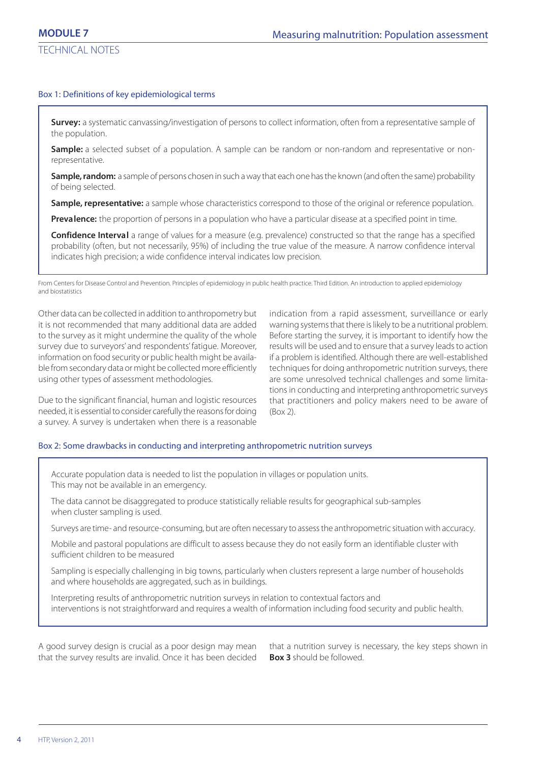### Box 1: Definitions of key epidemiological terms

**Survey:** a systematic canvassing/investigation of persons to collect information, often from a representative sample of the population.

**Sample:** a selected subset of a population. A sample can be random or non-random and representative or non-representative.

**Sample, random:** a sample of persons chosen in such a way that each one has the known (and often the same) probability of being selected.

**Sample, representative:** a sample whose characteristics correspond to those of the original or reference population.

**Prevalence:** the proportion of persons in a population who have a particular disease at a specified point in time.

**Confidence Interval** a range of values for a measure (e.g. prevalence) constructed so that the range has a specified probability (often, but not necessarily, 95%) of including the true value of the measure. A narrow confidence interval indicates high precision; a wide confidence interval indicates low precision.

From Centers for Disease Control and Prevention. Principles of epidemiology in public health practice. Third Edition. An introduction to applied epidemiology and biostatistics

Other data can be collected in addition to anthropometry but it is not recommended that many additional data are added to the survey as it might undermine the quality of the whole survey due to surveyors' and respondents' fatigue. Moreover, information on food security or public health might be available from secondary data or might be collected more efficiently using other types of assessment methodologies.

Due to the significant financial, human and logistic resources needed, it is essential to consider carefully the reasons for doing a survey. A survey is undertaken when there is a reasonable indication from a rapid assessment, surveillance or early warning systems that there is likely to be a nutritional problem. Before starting the survey, it is important to identify how the results will be used and to ensure that a survey leads to action if a problem is identified. Although there are well-established techniques for doing anthropometric nutrition surveys, there are some unresolved technical challenges and some limitations in conducting and interpreting anthropometric surveys that practitioners and policy makers need to be aware of (Box 2).

### Box 2: Some drawbacks in conducting and interpreting anthropometric nutrition surveys

Accurate population data is needed to list the population in villages or population units. This may not be available in an emergency.

The data cannot be disaggregated to produce statistically reliable results for geographical sub-samples when cluster sampling is used.

Surveys are time- and resource-consuming, but are often necessary to assess the anthropometric situation with accuracy.

Mobile and pastoral populations are difficult to assess because they do not easily form an identifiable cluster with sufficient children to be measured

Sampling is especially challenging in big towns, particularly when clusters represent a large number of households and where households are aggregated, such as in buildings.

Interpreting results of anthropometric nutrition surveys in relation to contextual factors and interventions is not straightforward and requires a wealth of information including food security and public health.

A good survey design is crucial as a poor design may mean that the survey results are invalid. Once it has been decided that a nutrition survey is necessary, the key steps shown in **Box 3** should be followed.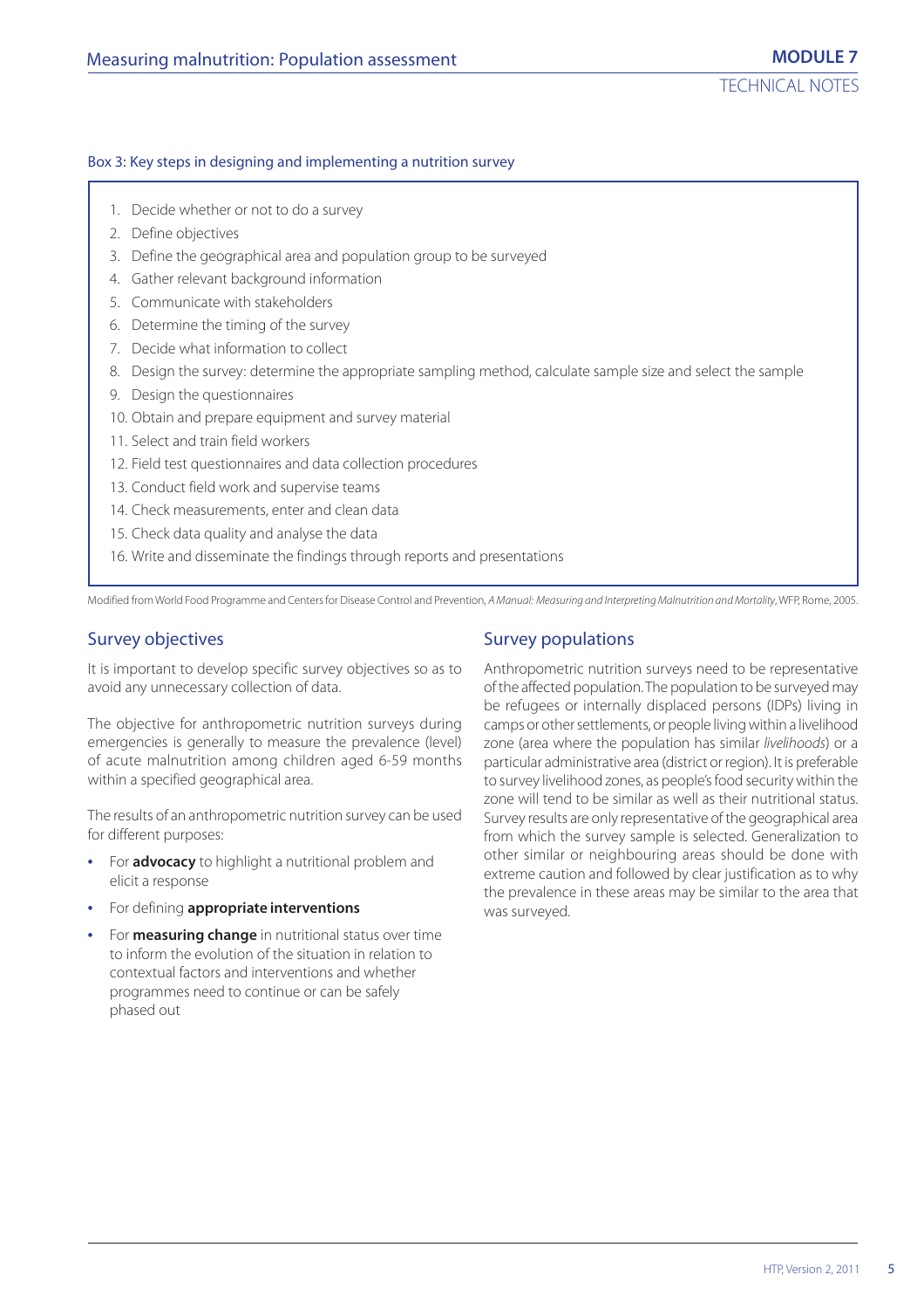### Box 3: Key steps in designing and implementing a nutrition survey

1. Decide whether or not to do a survey
2. Define objectives
3. Define the geographical area and population group to be surveyed
4. Gather relevant background information
5. Communicate with stakeholders
6. Determine the timing of the survey
7. Decide what information to collect
8. Design the survey: determine the appropriate sampling method, calculate sample size and select the sample
9. Design the questionnaires
10. Obtain and prepare equipment and survey material
11. Select and train field workers
12. Field test questionnaires and data collection procedures
13. Conduct field work and supervise teams
14. Check measurements, enter and clean data
15. Check data quality and analyse the data
16. Write and disseminate the findings through reports and presentations

Modified from World Food Programme and Centers for Disease Control and Prevention, *A Manual: Measuring and Interpreting Malnutrition and Mortality*, WFP, Rome, 2005.

## Survey objectives

It is important to develop specific survey objectives so as to avoid any unnecessary collection of data.

The objective for anthropometric nutrition surveys during emergencies is generally to measure the prevalence (level) of acute malnutrition among children aged 6-59 months within a specified geographical area.

The results of an anthropometric nutrition survey can be used for different purposes:

- For **advocacy** to highlight a nutritional problem and elicit a response
- For defining **appropriate interventions**
- For **measuring change** in nutritional status over time to inform the evolution of the situation in relation to contextual factors and interventions and whether programmes need to continue or can be safely phased out

## Survey populations

Anthropometric nutrition surveys need to be representative of the affected population. The population to be surveyed may be refugees or internally displaced persons (IDPs) living in camps or other settlements, or people living within a livelihood zone (area where the population has similar *livelihoods*) or a particular administrative area (district or region). It is preferable to survey livelihood zones, as people's food security within the zone will tend to be similar as well as their nutritional status. Survey results are only representative of the geographical area from which the survey sample is selected. Generalization to other similar or neighbouring areas should be done with extreme caution and followed by clear justification as to why the prevalence in these areas may be similar to the area that was surveyed.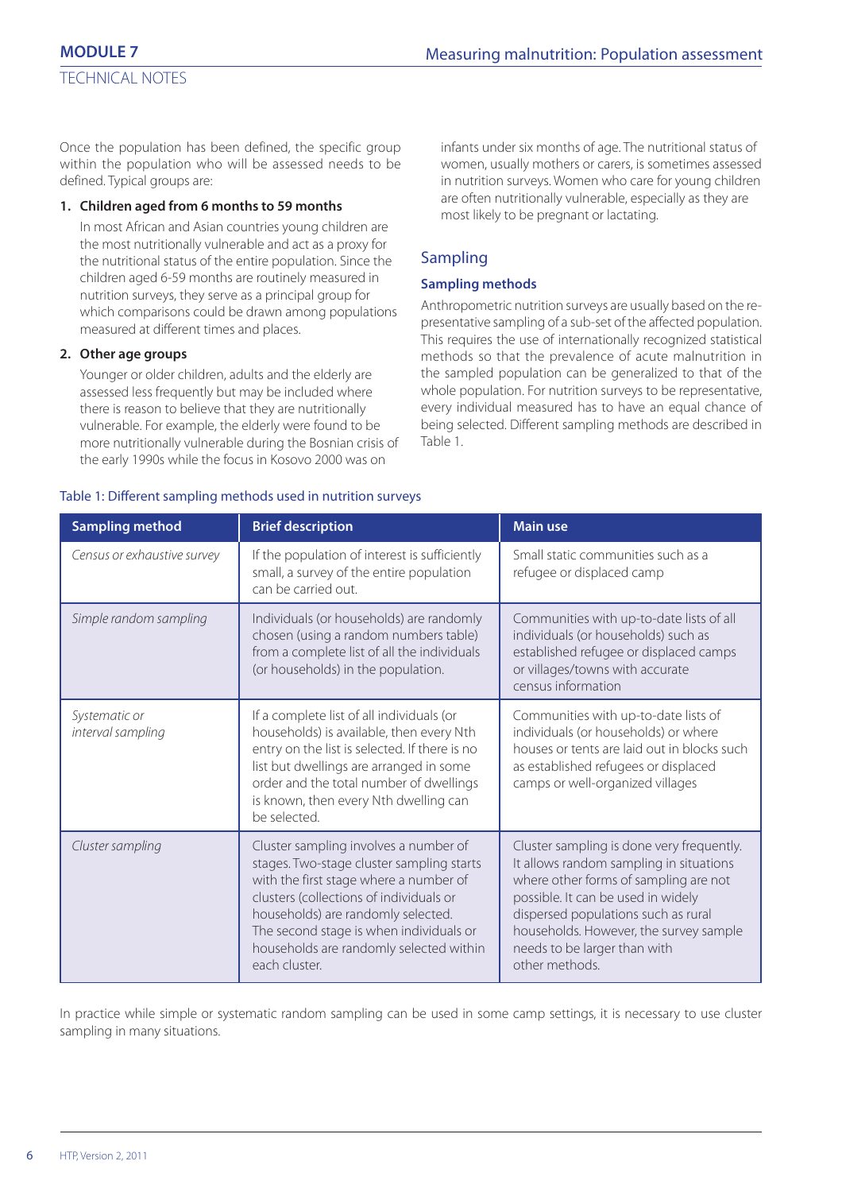Once the population has been defined, the specific group within the population who will be assessed needs to be defined. Typical groups are:

1. **Children aged from 6 months to 59 months**

   In most African and Asian countries young children are the most nutritionally vulnerable and act as a proxy for the nutritional status of the entire population. Since the children aged 6-59 months are routinely measured in nutrition surveys, they serve as a principal group for which comparisons could be drawn among populations measured at different times and places.

2. **Other age groups**

   Younger or older children, adults and the elderly are assessed less frequently but may be included where there is reason to believe that they are nutritionally vulnerable. For example, the elderly were found to be more nutritionally vulnerable during the Bosnian crisis of the early 1990s while the focus in Kosovo 2000 was on infants under six months of age. The nutritional status of women, usually mothers or carers, is sometimes assessed in nutrition surveys. Women who care for young children are often nutritionally vulnerable, especially as they are most likely to be pregnant or lactating.

## Sampling

### Sampling methods

Anthropometric nutrition surveys are usually based on the representative sampling of a sub-set of the affected population. This requires the use of internationally recognized statistical methods so that the prevalence of acute malnutrition in the sampled population can be generalized to that of the whole population. For nutrition surveys to be representative, every individual measured has to have an equal chance of being selected. Different sampling methods are described in Table 1.

Table 1: Different sampling methods used in nutrition surveys

| Sampling method | Brief description | Main use |
|---|---|---|
| *Census or exhaustive survey* | If the population of interest is sufficiently small, a survey of the entire population can be carried out. | Small static communities such as a refugee or displaced camp |
| *Simple random sampling* | Individuals (or households) are randomly chosen (using a random numbers table) from a complete list of all the individuals (or households) in the population. | Communities with up-to-date lists of all individuals (or households) such as established refugee or displaced camps or villages/towns with accurate census information |
| *Systematic or interval sampling* | If a complete list of all individuals (or households) is available, then every Nth entry on the list is selected. If there is no list but dwellings are arranged in some order and the total number of dwellings is known, then every Nth dwelling can be selected. | Communities with up-to-date lists of individuals (or households) or where houses or tents are laid out in blocks such as established refugees or displaced camps or well-organized villages |
| *Cluster sampling* | Cluster sampling involves a number of stages. Two-stage cluster sampling starts with the first stage where a number of clusters (collections of individuals or households) are randomly selected. The second stage is when individuals or households are randomly selected within each cluster. | Cluster sampling is done very frequently. It allows random sampling in situations where other forms of sampling are not possible. It can be used in widely dispersed populations such as rural households. However, the survey sample needs to be larger than with other methods. |

In practice while simple or systematic random sampling can be used in some camp settings, it is necessary to use cluster sampling in many situations.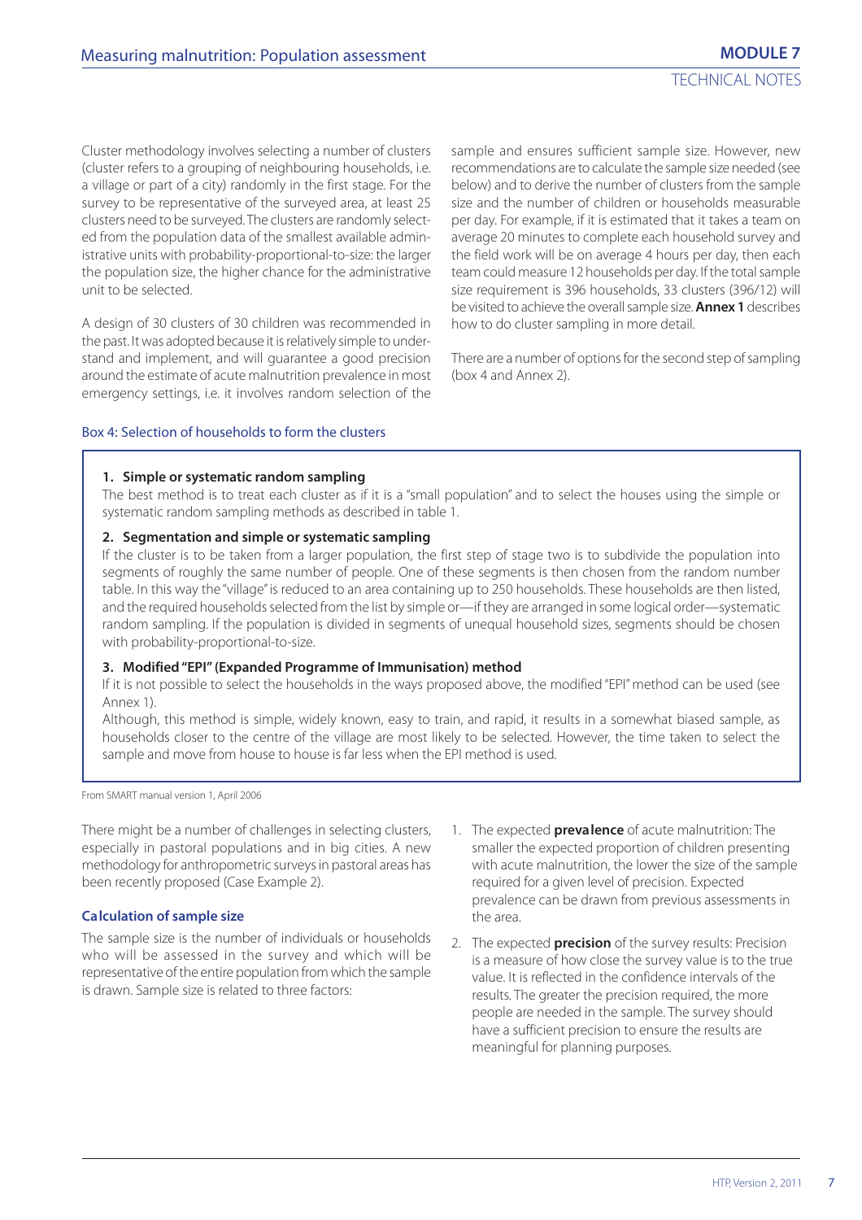Cluster methodology involves selecting a number of clusters (cluster refers to a grouping of neighbouring households, i.e. a village or part of a city) randomly in the first stage. For the survey to be representative of the surveyed area, at least 25 clusters need to be surveyed. The clusters are randomly selected from the population data of the smallest available administrative units with probability-proportional-to-size: the larger the population size, the higher chance for the administrative unit to be selected.

A design of 30 clusters of 30 children was recommended in the past. It was adopted because it is relatively simple to understand and implement, and will guarantee a good precision around the estimate of acute malnutrition prevalence in most emergency settings, i.e. it involves random selection of the sample and ensures sufficient sample size. However, new recommendations are to calculate the sample size needed (see below) and to derive the number of clusters from the sample size and the number of children or households measurable per day. For example, if it is estimated that it takes a team on average 20 minutes to complete each household survey and the field work will be on average 4 hours per day, then each team could measure 12 households per day. If the total sample size requirement is 396 households, 33 clusters (396/12) will be visited to achieve the overall sample size. **Annex 1** describes how to do cluster sampling in more detail.

There are a number of options for the second step of sampling (box 4 and Annex 2).

### Box 4: Selection of households to form the clusters

**1. Simple or systematic random sampling**

The best method is to treat each cluster as if it is a "small population" and to select the houses using the simple or systematic random sampling methods as described in table 1.

**2. Segmentation and simple or systematic sampling**

If the cluster is to be taken from a larger population, the first step of stage two is to subdivide the population into segments of roughly the same number of people. One of these segments is then chosen from the random number table. In this way the "village" is reduced to an area containing up to 250 households. These households are then listed, and the required households selected from the list by simple or—if they are arranged in some logical order—systematic random sampling. If the population is divided in segments of unequal household sizes, segments should be chosen with probability-proportional-to-size.

**3. Modified "EPI" (Expanded Programme of Immunisation) method**

If it is not possible to select the households in the ways proposed above, the modified "EPI" method can be used (see Annex 1).

Although, this method is simple, widely known, easy to train, and rapid, it results in a somewhat biased sample, as households closer to the centre of the village are most likely to be selected. However, the time taken to select the sample and move from house to house is far less when the EPI method is used.

From SMART manual version 1, April 2006

There might be a number of challenges in selecting clusters, especially in pastoral populations and in big cities. A new methodology for anthropometric surveys in pastoral areas has been recently proposed (Case Example 2).

### Calculation of sample size

The sample size is the number of individuals or households who will be assessed in the survey and which will be representative of the entire population from which the sample is drawn. Sample size is related to three factors:

1. The expected **prevalence** of acute malnutrition: The smaller the expected proportion of children presenting with acute malnutrition, the lower the size of the sample required for a given level of precision. Expected prevalence can be drawn from previous assessments in the area.
2. The expected **precision** of the survey results: Precision is a measure of how close the survey value is to the true value. It is reflected in the confidence intervals of the results. The greater the precision required, the more people are needed in the sample. The survey should have a sufficient precision to ensure the results are meaningful for planning purposes.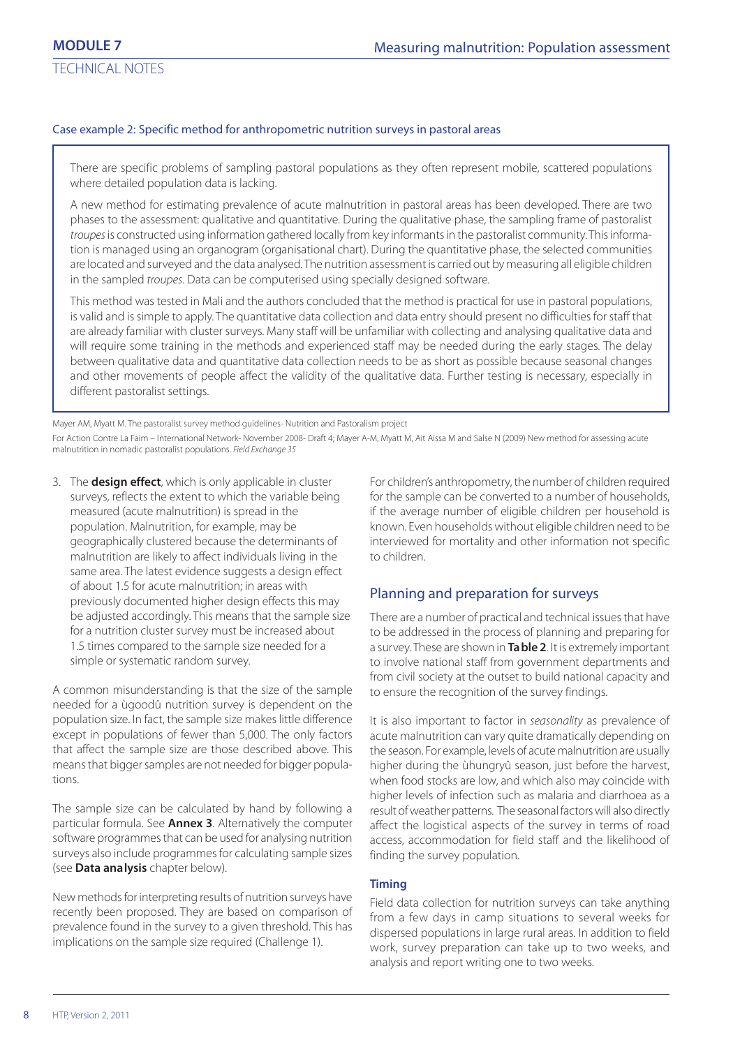### Case example 2: Specific method for anthropometric nutrition surveys in pastoral areas

There are specific problems of sampling pastoral populations as they often represent mobile, scattered populations where detailed population data is lacking.

A new method for estimating prevalence of acute malnutrition in pastoral areas has been developed. There are two phases to the assessment: qualitative and quantitative. During the qualitative phase, the sampling frame of pastoralist *troupes* is constructed using information gathered locally from key informants in the pastoralist community. This information is managed using an organogram (organisational chart). During the quantitative phase, the selected communities are located and surveyed and the data analysed. The nutrition assessment is carried out by measuring all eligible children in the sampled *troupes*. Data can be computerised using specially designed software.

This method was tested in Mali and the authors concluded that the method is practical for use in pastoral populations, is valid and is simple to apply. The quantitative data collection and data entry should present no difficulties for staff that are already familiar with cluster surveys. Many staff will be unfamiliar with collecting and analysing qualitative data and will require some training in the methods and experienced staff may be needed during the early stages. The delay between qualitative data and quantitative data collection needs to be as short as possible because seasonal changes and other movements of people affect the validity of the qualitative data. Further testing is necessary, especially in different pastoralist settings.

Mayer AM, Myatt M. The pastoralist survey method guidelines- Nutrition and Pastoralism project

For Action Contre La Faim – International Network- November 2008- Draft 4; Mayer A-M, Myatt M, Ait Aissa M and Salse N (2009) New method for assessing acute malnutrition in nomadic pastoralist populations. *Field Exchange 35*

3. The **design effect**, which is only applicable in cluster surveys, reflects the extent to which the variable being measured (acute malnutrition) is spread in the population. Malnutrition, for example, may be geographically clustered because the determinants of malnutrition are likely to affect individuals living in the same area. The latest evidence suggests a design effect of about 1.5 for acute malnutrition; in areas with previously documented higher design effects this may be adjusted accordingly. This means that the sample size for a nutrition cluster survey must be increased about 1.5 times compared to the sample size needed for a simple or systematic random survey.

A common misunderstanding is that the size of the sample needed for a ùgoodû nutrition survey is dependent on the population size. In fact, the sample size makes little difference except in populations of fewer than 5,000. The only factors that affect the sample size are those described above. This means that bigger samples are not needed for bigger populations.

The sample size can be calculated by hand by following a particular formula. See **Annex 3**. Alternatively the computer software programmes that can be used for analysing nutrition surveys also include programmes for calculating sample sizes (see **Data analysis** chapter below).

New methods for interpreting results of nutrition surveys have recently been proposed. They are based on comparison of prevalence found in the survey to a given threshold. This has implications on the sample size required (Challenge 1).

For children's anthropometry, the number of children required for the sample can be converted to a number of households, if the average number of eligible children per household is known. Even households without eligible children need to be interviewed for mortality and other information not specific to children.

## Planning and preparation for surveys

There are a number of practical and technical issues that have to be addressed in the process of planning and preparing for a survey. These are shown in **Table 2**. It is extremely important to involve national staff from government departments and from civil society at the outset to build national capacity and to ensure the recognition of the survey findings.

It is also important to factor in *seasonality* as prevalence of acute malnutrition can vary quite dramatically depending on the season. For example, levels of acute malnutrition are usually higher during the ùhungryû season, just before the harvest, when food stocks are low, and which also may coincide with higher levels of infection such as malaria and diarrhoea as a result of weather patterns. The seasonal factors will also directly affect the logistical aspects of the survey in terms of road access, accommodation for field staff and the likelihood of finding the survey population.

### Timing

Field data collection for nutrition surveys can take anything from a few days in camp situations to several weeks for dispersed populations in large rural areas. In addition to field work, survey preparation can take up to two weeks, and analysis and report writing one to two weeks.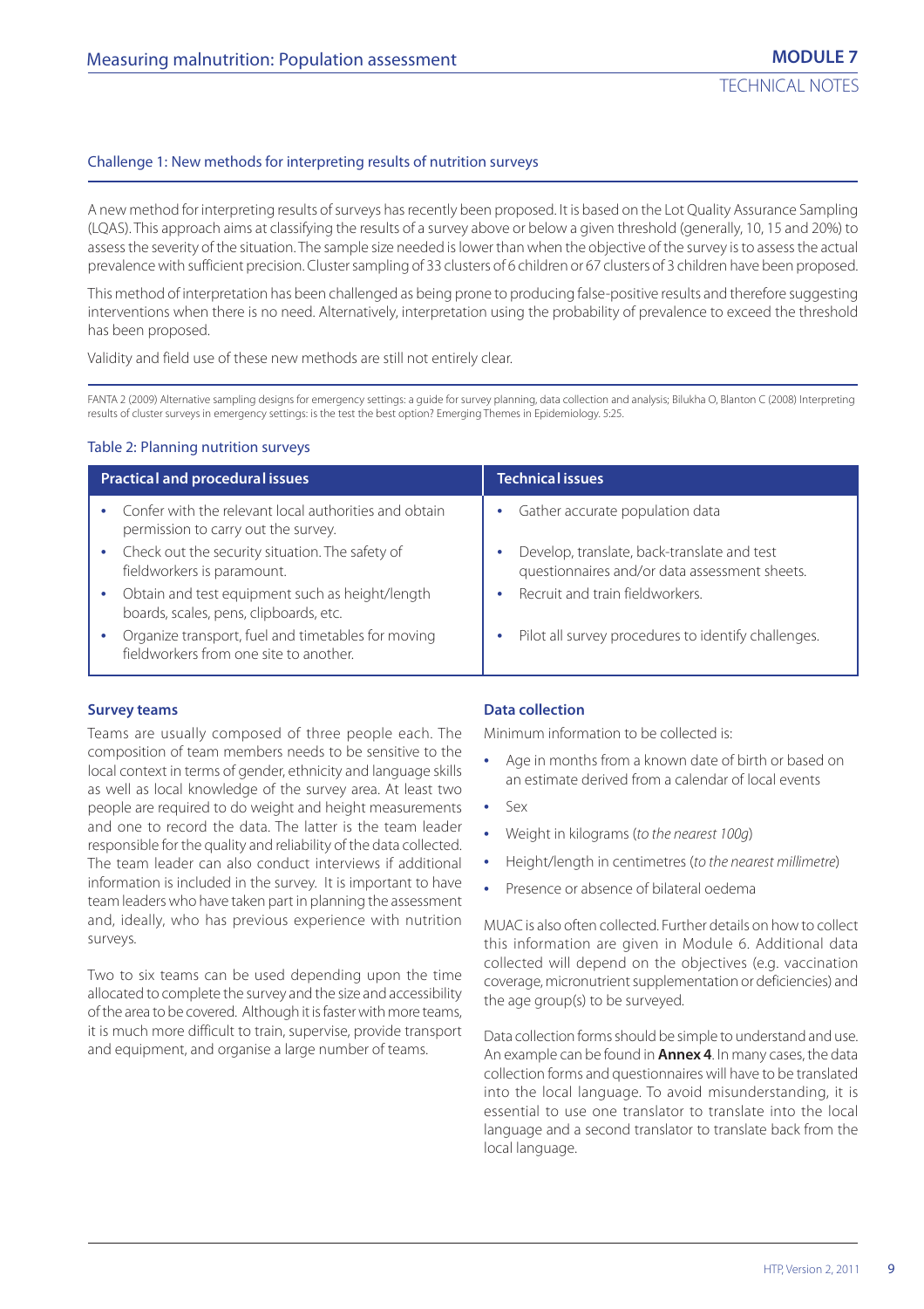### Challenge 1: New methods for interpreting results of nutrition surveys

A new method for interpreting results of surveys has recently been proposed. It is based on the Lot Quality Assurance Sampling (LQAS). This approach aims at classifying the results of a survey above or below a given threshold (generally, 10, 15 and 20%) to assess the severity of the situation. The sample size needed is lower than when the objective of the survey is to assess the actual prevalence with sufficient precision. Cluster sampling of 33 clusters of 6 children or 67 clusters of 3 children have been proposed.

This method of interpretation has been challenged as being prone to producing false-positive results and therefore suggesting interventions when there is no need. Alternatively, interpretation using the probability of prevalence to exceed the threshold has been proposed.

Validity and field use of these new methods are still not entirely clear.

FANTA 2 (2009) Alternative sampling designs for emergency settings: a guide for survey planning, data collection and analysis; Bilukha O, Blanton C (2008) Interpreting results of cluster surveys in emergency settings: is the test the best option? Emerging Themes in Epidemiology. 5:25.

Table 2: Planning nutrition surveys

| Practical and procedural issues | Technical issues |
| --- | --- |
| • Confer with the relevant local authorities and obtain permission to carry out the survey. | • Gather accurate population data |
| • Check out the security situation. The safety of fieldworkers is paramount. | • Develop, translate, back-translate and test questionnaires and/or data assessment sheets. |
| • Obtain and test equipment such as height/length boards, scales, pens, clipboards, etc. | • Recruit and train fieldworkers. |
| • Organize transport, fuel and timetables for moving fieldworkers from one site to another. | • Pilot all survey procedures to identify challenges. |

### Survey teams

Teams are usually composed of three people each. The composition of team members needs to be sensitive to the local context in terms of gender, ethnicity and language skills as well as local knowledge of the survey area. At least two people are required to do weight and height measurements and one to record the data. The latter is the team leader responsible for the quality and reliability of the data collected. The team leader can also conduct interviews if additional information is included in the survey. It is important to have team leaders who have taken part in planning the assessment and, ideally, who has previous experience with nutrition surveys.

Two to six teams can be used depending upon the time allocated to complete the survey and the size and accessibility of the area to be covered. Although it is faster with more teams, it is much more difficult to train, supervise, provide transport and equipment, and organise a large number of teams.

### Data collection

Minimum information to be collected is:

- Age in months from a known date of birth or based on an estimate derived from a calendar of local events
- Sex
- Weight in kilograms (*to the nearest 100g*)
- Height/length in centimetres (*to the nearest millimetre*)
- Presence or absence of bilateral oedema

MUAC is also often collected. Further details on how to collect this information are given in Module 6. Additional data collected will depend on the objectives (e.g. vaccination coverage, micronutrient supplementation or deficiencies) and the age group(s) to be surveyed.

Data collection forms should be simple to understand and use. An example can be found in **Annex 4**. In many cases, the data collection forms and questionnaires will have to be translated into the local language. To avoid misunderstanding, it is essential to use one translator to translate into the local language and a second translator to translate back from the local language.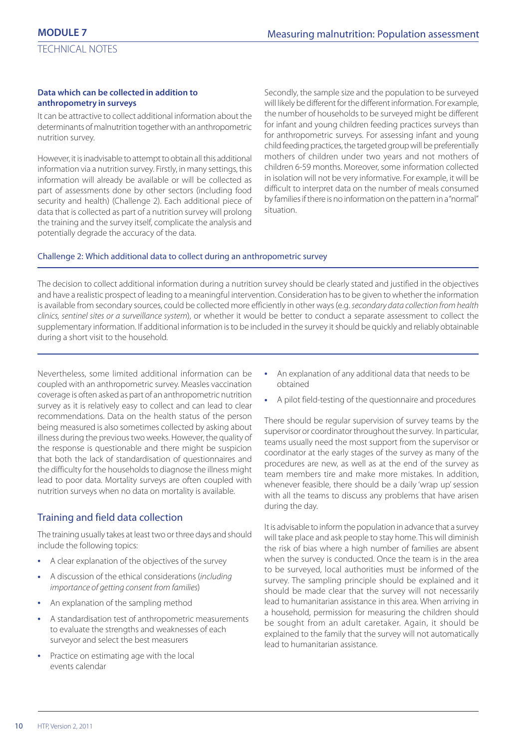#### Data which can be collected in addition to anthropometry in surveys

It can be attractive to collect additional information about the determinants of malnutrition together with an anthropometric nutrition survey.

However, it is inadvisable to attempt to obtain all this additional information via a nutrition survey. Firstly, in many settings, this information will already be available or will be collected as part of assessments done by other sectors (including food security and health) (Challenge 2). Each additional piece of data that is collected as part of a nutrition survey will prolong the training and the survey itself, complicate the analysis and potentially degrade the accuracy of the data.

Secondly, the sample size and the population to be surveyed will likely be different for the different information. For example, the number of households to be surveyed might be different for infant and young children feeding practices surveys than for anthropometric surveys. For assessing infant and young child feeding practices, the targeted group will be preferentially mothers of children under two years and not mothers of children 6-59 months. Moreover, some information collected in isolation will not be very informative. For example, it will be difficult to interpret data on the number of meals consumed by families if there is no information on the pattern in a "normal" situation.

> **Challenge 2: Which additional data to collect during an anthropometric survey**
>
> The decision to collect additional information during a nutrition survey should be clearly stated and justified in the objectives and have a realistic prospect of leading to a meaningful intervention. Consideration has to be given to whether the information is available from secondary sources, could be collected more efficiently in other ways (e.g. *secondary data collection from health clinics, sentinel sites or a surveillance system*), or whether it would be better to conduct a separate assessment to collect the supplementary information. If additional information is to be included in the survey it should be quickly and reliably obtainable during a short visit to the household.

Nevertheless, some limited additional information can be coupled with an anthropometric survey. Measles vaccination coverage is often asked as part of an anthropometric nutrition survey as it is relatively easy to collect and can lead to clear recommendations. Data on the health status of the person being measured is also sometimes collected by asking about illness during the previous two weeks. However, the quality of the response is questionable and there might be suspicion that both the lack of standardisation of questionnaires and the difficulty for the households to diagnose the illness might lead to poor data. Mortality surveys are often coupled with nutrition surveys when no data on mortality is available.

### Training and field data collection

The training usually takes at least two or three days and should include the following topics:

- A clear explanation of the objectives of the survey
- A discussion of the ethical considerations (*including importance of getting consent from families*)
- An explanation of the sampling method
- A standardisation test of anthropometric measurements to evaluate the strengths and weaknesses of each surveyor and select the best measurers
- Practice on estimating age with the local events calendar
- An explanation of any additional data that needs to be obtained
- A pilot field-testing of the questionnaire and procedures

There should be regular supervision of survey teams by the supervisor or coordinator throughout the survey. In particular, teams usually need the most support from the supervisor or coordinator at the early stages of the survey as many of the procedures are new, as well as at the end of the survey as team members tire and make more mistakes. In addition, whenever feasible, there should be a daily 'wrap up' session with all the teams to discuss any problems that have arisen during the day.

It is advisable to inform the population in advance that a survey will take place and ask people to stay home. This will diminish the risk of bias where a high number of families are absent when the survey is conducted. Once the team is in the area to be surveyed, local authorities must be informed of the survey. The sampling principle should be explained and it should be made clear that the survey will not necessarily lead to humanitarian assistance in this area. When arriving in a household, permission for measuring the children should be sought from an adult caretaker. Again, it should be explained to the family that the survey will not automatically lead to humanitarian assistance.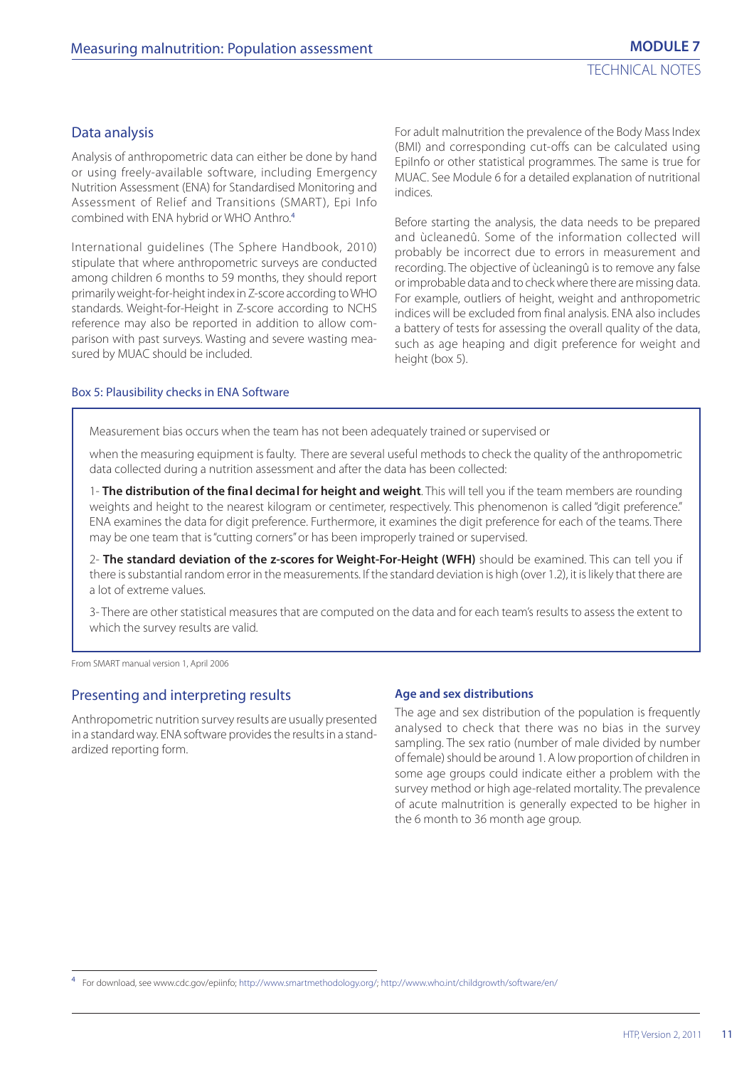## Data analysis

Analysis of anthropometric data can either be done by hand or using freely-available software, including Emergency Nutrition Assessment (ENA) for Standardised Monitoring and Assessment of Relief and Transitions (SMART), Epi Info combined with ENA hybrid or WHO Anthro.[4]

International guidelines (The Sphere Handbook, 2010) stipulate that where anthropometric surveys are conducted among children 6 months to 59 months, they should report primarily weight-for-height index in Z-score according to WHO standards. Weight-for-Height in Z-score according to NCHS reference may also be reported in addition to allow comparison with past surveys. Wasting and severe wasting measured by MUAC should be included.

For adult malnutrition the prevalence of the Body Mass Index (BMI) and corresponding cut-offs can be calculated using EpiInfo or other statistical programmes. The same is true for MUAC. See Module 6 for a detailed explanation of nutritional indices.

Before starting the analysis, the data needs to be prepared and ùcleanedû. Some of the information collected will probably be incorrect due to errors in measurement and recording. The objective of ùcleaningû is to remove any false or improbable data and to check where there are missing data. For example, outliers of height, weight and anthropometric indices will be excluded from final analysis. ENA also includes a battery of tests for assessing the overall quality of the data, such as age heaping and digit preference for weight and height (box 5).

### Box 5: Plausibility checks in ENA Software

Measurement bias occurs when the team has not been adequately trained or supervised or

when the measuring equipment is faulty. There are several useful methods to check the quality of the anthropometric data collected during a nutrition assessment and after the data has been collected:

1- **The distribution of the final decimal for height and weight**. This will tell you if the team members are rounding weights and height to the nearest kilogram or centimeter, respectively. This phenomenon is called "digit preference." ENA examines the data for digit preference. Furthermore, it examines the digit preference for each of the teams. There may be one team that is "cutting corners" or has been improperly trained or supervised.

2- **The standard deviation of the z-scores for Weight-For-Height (WFH)** should be examined. This can tell you if there is substantial random error in the measurements. If the standard deviation is high (over 1.2), it is likely that there are a lot of extreme values.

3- There are other statistical measures that are computed on the data and for each team's results to assess the extent to which the survey results are valid.

From SMART manual version 1, April 2006

## Presenting and interpreting results

Anthropometric nutrition survey results are usually presented in a standard way. ENA software provides the results in a standardized reporting form.

### Age and sex distributions

The age and sex distribution of the population is frequently analysed to check that there was no bias in the survey sampling. The sex ratio (number of male divided by number of female) should be around 1. A low proportion of children in some age groups could indicate either a problem with the survey method or high age-related mortality. The prevalence of acute malnutrition is generally expected to be higher in the 6 month to 36 month age group.

[4] For download, see www.cdc.gov/epiinfo; http://www.smartmethodology.org/; http://www.who.int/childgrowth/software/en/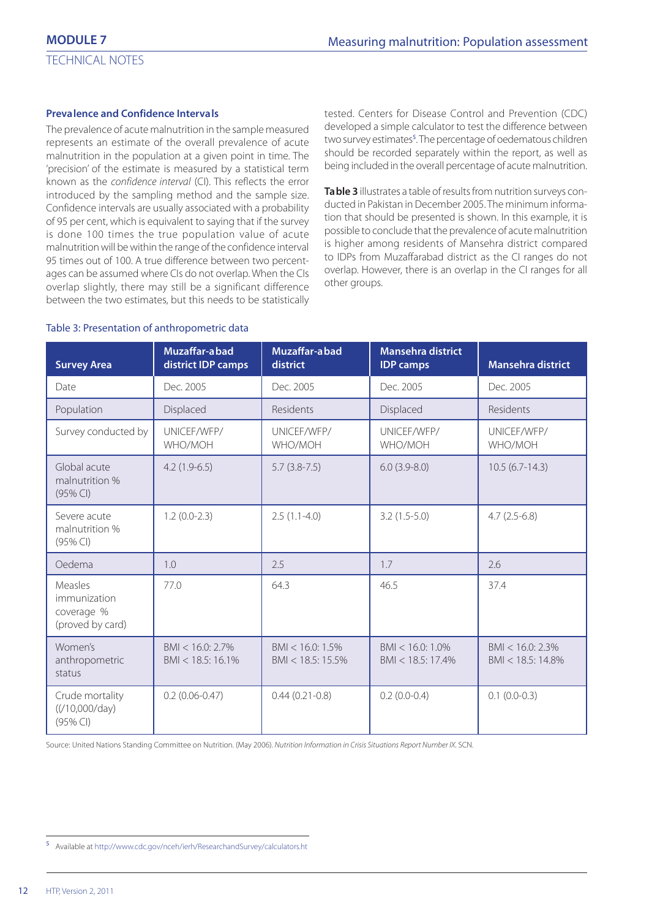### Prevalence and Confidence Intervals

The prevalence of acute malnutrition in the sample measured represents an estimate of the overall prevalence of acute malnutrition in the population at a given point in time. The 'precision' of the estimate is measured by a statistical term known as the *confidence interval* (CI). This reflects the error introduced by the sampling method and the sample size. Confidence intervals are usually associated with a probability of 95 per cent, which is equivalent to saying that if the survey is done 100 times the true population value of acute malnutrition will be within the range of the confidence interval 95 times out of 100. A true difference between two percentages can be assumed where CIs do not overlap. When the CIs overlap slightly, there may still be a significant difference between the two estimates, but this needs to be statistically tested. Centers for Disease Control and Prevention (CDC) developed a simple calculator to test the difference between two survey estimates[5]. The percentage of oedematous children should be recorded separately within the report, as well as being included in the overall percentage of acute malnutrition.

**Table 3** illustrates a table of results from nutrition surveys conducted in Pakistan in December 2005. The minimum information that should be presented is shown. In this example, it is possible to conclude that the prevalence of acute malnutrition is higher among residents of Mansehra district compared to IDPs from Muzaffarabad district as the CI ranges do not overlap. However, there is an overlap in the CI ranges for all other groups.

Table 3: Presentation of anthropometric data

| Survey Area | Muzaffar-abad district IDP camps | Muzaffar-abad district | Mansehra district IDP camps | Mansehra district |
|---|---|---|---|---|
| Date | Dec. 2005 | Dec. 2005 | Dec. 2005 | Dec. 2005 |
| Population | Displaced | Residents | Displaced | Residents |
| Survey conducted by | UNICEF/WFP/ WHO/MOH | UNICEF/WFP/ WHO/MOH | UNICEF/WFP/ WHO/MOH | UNICEF/WFP/ WHO/MOH |
| Global acute malnutrition % (95% CI) | 4.2 (1.9-6.5) | 5.7 (3.8-7.5) | 6.0 (3.9-8.0) | 10.5 (6.7-14.3) |
| Severe acute malnutrition % (95% CI) | 1.2 (0.0-2.3) | 2.5 (1.1-4.0) | 3.2 (1.5-5.0) | 4.7 (2.5-6.8) |
| Oedema | 1.0 | 2.5 | 1.7 | 2.6 |
| Measles immunization coverage % (proved by card) | 77.0 | 64.3 | 46.5 | 37.4 |
| Women's anthropometric status | BMI < 16.0: 2.7% BMI < 18.5: 16.1% | BMI < 16.0: 1.5% BMI < 18.5: 15.5% | BMI < 16.0: 1.0% BMI < 18.5: 17.4% | BMI < 16.0: 2.3% BMI < 18.5: 14.8% |
| Crude mortality ((/10,000/day) (95% CI) | 0.2 (0.06-0.47) | 0.44 (0.21-0.8) | 0.2 (0.0-0.4) | 0.1 (0.0-0.3) |

Source: United Nations Standing Committee on Nutrition. (May 2006). *Nutrition Information in Crisis Situations Report Number IX*. SCN.

[5] Available at http://www.cdc.gov/nceh/ierh/ResearchandSurvey/calculators.ht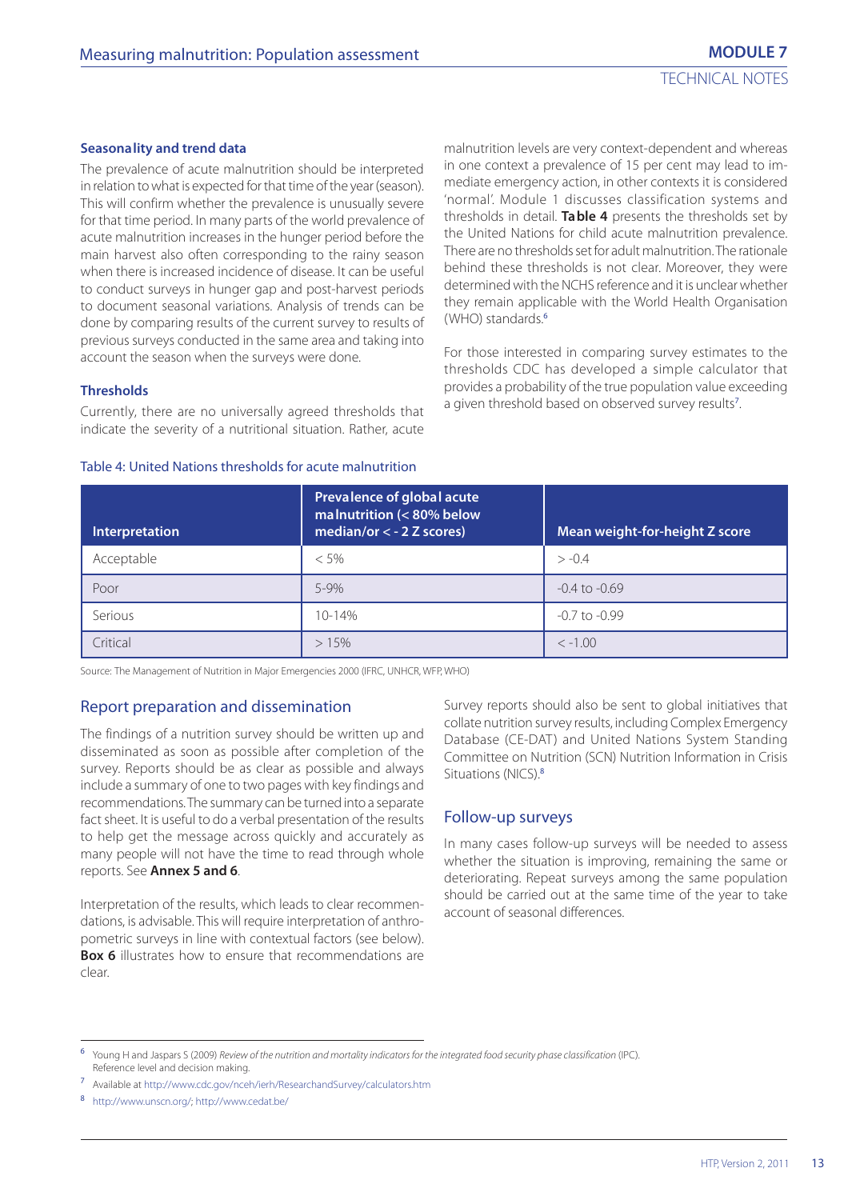### Seasonality and trend data

The prevalence of acute malnutrition should be interpreted in relation to what is expected for that time of the year (season). This will confirm whether the prevalence is unusually severe for that time period. In many parts of the world prevalence of acute malnutrition increases in the hunger period before the main harvest also often corresponding to the rainy season when there is increased incidence of disease. It can be useful to conduct surveys in hunger gap and post-harvest periods to document seasonal variations. Analysis of trends can be done by comparing results of the current survey to results of previous surveys conducted in the same area and taking into account the season when the surveys were done.

### Thresholds

Currently, there are no universally agreed thresholds that indicate the severity of a nutritional situation. Rather, acute malnutrition levels are very context-dependent and whereas in one context a prevalence of 15 per cent may lead to immediate emergency action, in other contexts it is considered 'normal'. Module 1 discusses classification systems and thresholds in detail. **Table 4** presents the thresholds set by the United Nations for child acute malnutrition prevalence. There are no thresholds set for adult malnutrition. The rationale behind these thresholds is not clear. Moreover, they were determined with the NCHS reference and it is unclear whether they remain applicable with the World Health Organisation (WHO) standards.[6]

For those interested in comparing survey estimates to the thresholds CDC has developed a simple calculator that provides a probability of the true population value exceeding a given threshold based on observed survey results[7].

Table 4: United Nations thresholds for acute malnutrition

| Interpretation | Prevalence of global acute malnutrition (< 80% below median/or < - 2 Z scores) | Mean weight-for-height Z score |
|---|---|---|
| Acceptable | < 5% | > -0.4 |
| Poor | 5-9% | -0.4 to -0.69 |
| Serious | 10-14% | -0.7 to -0.99 |
| Critical | > 15% | < -1.00 |

Source: The Management of Nutrition in Major Emergencies 2000 (IFRC, UNHCR, WFP, WHO)

## Report preparation and dissemination

The findings of a nutrition survey should be written up and disseminated as soon as possible after completion of the survey. Reports should be as clear as possible and always include a summary of one to two pages with key findings and recommendations. The summary can be turned into a separate fact sheet. It is useful to do a verbal presentation of the results to help get the message across quickly and accurately as many people will not have the time to read through whole reports. See **Annex 5 and 6**.

Interpretation of the results, which leads to clear recommendations, is advisable. This will require interpretation of anthropometric surveys in line with contextual factors (see below). **Box 6** illustrates how to ensure that recommendations are clear.

Survey reports should also be sent to global initiatives that collate nutrition survey results, including Complex Emergency Database (CE-DAT) and United Nations System Standing Committee on Nutrition (SCN) Nutrition Information in Crisis Situations (NICS).[8]

## Follow-up surveys

In many cases follow-up surveys will be needed to assess whether the situation is improving, remaining the same or deteriorating. Repeat surveys among the same population should be carried out at the same time of the year to take account of seasonal differences.

---

[6] Young H and Jaspars S (2009) *Review of the nutrition and mortality indicators for the integrated food security phase classification* (IPC). Reference level and decision making.

[7] Available at http://www.cdc.gov/nceh/ierh/ResearchandSurvey/calculators.htm

[8] http://www.unscn.org/; http://www.cedat.be/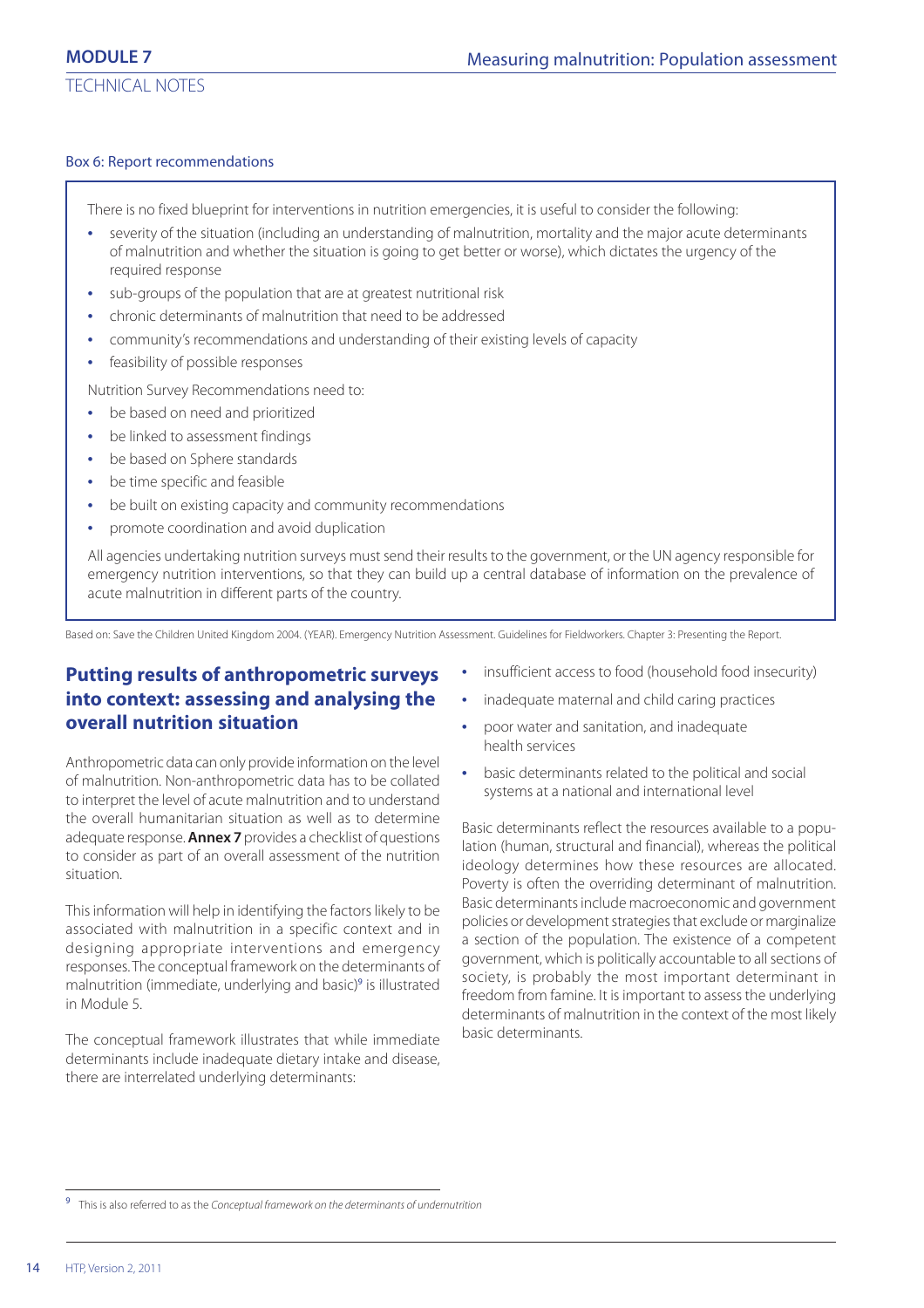Box 6: Report recommendations

There is no fixed blueprint for interventions in nutrition emergencies, it is useful to consider the following:

- severity of the situation (including an understanding of malnutrition, mortality and the major acute determinants of malnutrition and whether the situation is going to get better or worse), which dictates the urgency of the required response
- sub-groups of the population that are at greatest nutritional risk
- chronic determinants of malnutrition that need to be addressed
- community's recommendations and understanding of their existing levels of capacity
- feasibility of possible responses

Nutrition Survey Recommendations need to:

- be based on need and prioritized
- be linked to assessment findings
- be based on Sphere standards
- be time specific and feasible
- be built on existing capacity and community recommendations
- promote coordination and avoid duplication

All agencies undertaking nutrition surveys must send their results to the government, or the UN agency responsible for emergency nutrition interventions, so that they can build up a central database of information on the prevalence of acute malnutrition in different parts of the country.

Based on: Save the Children United Kingdom 2004. (YEAR). Emergency Nutrition Assessment. Guidelines for Fieldworkers. Chapter 3: Presenting the Report.

## Putting results of anthropometric surveys into context: assessing and analysing the overall nutrition situation

Anthropometric data can only provide information on the level of malnutrition. Non-anthropometric data has to be collated to interpret the level of acute malnutrition and to understand the overall humanitarian situation as well as to determine adequate response. **Annex 7** provides a checklist of questions to consider as part of an overall assessment of the nutrition situation.

This information will help in identifying the factors likely to be associated with malnutrition in a specific context and in designing appropriate interventions and emergency responses. The conceptual framework on the determinants of malnutrition (immediate, underlying and basic)[9] is illustrated in Module 5.

The conceptual framework illustrates that while immediate determinants include inadequate dietary intake and disease, there are interrelated underlying determinants:

- insufficient access to food (household food insecurity)
- inadequate maternal and child caring practices
- poor water and sanitation, and inadequate health services
- basic determinants related to the political and social systems at a national and international level

Basic determinants reflect the resources available to a population (human, structural and financial), whereas the political ideology determines how these resources are allocated. Poverty is often the overriding determinant of malnutrition. Basic determinants include macroeconomic and government policies or development strategies that exclude or marginalize a section of the population. The existence of a competent government, which is politically accountable to all sections of society, is probably the most important determinant in freedom from famine. It is important to assess the underlying determinants of malnutrition in the context of the most likely basic determinants.

[9] This is also referred to as the *Conceptual framework on the determinants of undernutrition*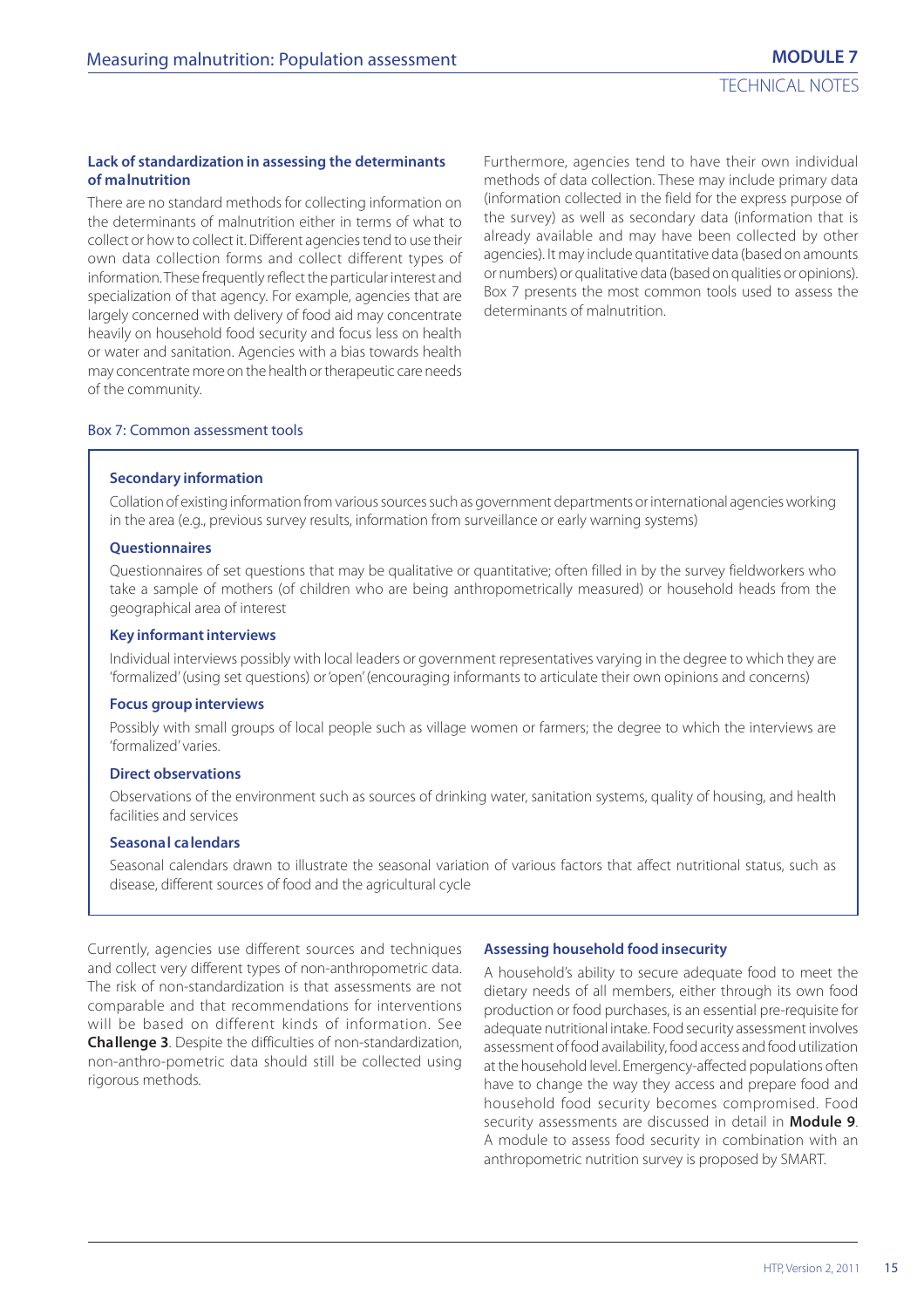### Lack of standardization in assessing the determinants of malnutrition

There are no standard methods for collecting information on the determinants of malnutrition either in terms of what to collect or how to collect it. Different agencies tend to use their own data collection forms and collect different types of information. These frequently reflect the particular interest and specialization of that agency. For example, agencies that are largely concerned with delivery of food aid may concentrate heavily on household food security and focus less on health or water and sanitation. Agencies with a bias towards health may concentrate more on the health or therapeutic care needs of the community.

Furthermore, agencies tend to have their own individual methods of data collection. These may include primary data (information collected in the field for the express purpose of the survey) as well as secondary data (information that is already available and may have been collected by other agencies). It may include quantitative data (based on amounts or numbers) or qualitative data (based on qualities or opinions). Box 7 presents the most common tools used to assess the determinants of malnutrition.

Box 7: Common assessment tools

**Secondary information**

Collation of existing information from various sources such as government departments or international agencies working in the area (e.g., previous survey results, information from surveillance or early warning systems)

**Questionnaires**

Questionnaires of set questions that may be qualitative or quantitative; often filled in by the survey fieldworkers who take a sample of mothers (of children who are being anthropometrically measured) or household heads from the geographical area of interest

**Key informant interviews**

Individual interviews possibly with local leaders or government representatives varying in the degree to which they are 'formalized' (using set questions) or 'open' (encouraging informants to articulate their own opinions and concerns)

**Focus group interviews**

Possibly with small groups of local people such as village women or farmers; the degree to which the interviews are 'formalized' varies.

**Direct observations**

Observations of the environment such as sources of drinking water, sanitation systems, quality of housing, and health facilities and services

**Seasonal calendars**

Seasonal calendars drawn to illustrate the seasonal variation of various factors that affect nutritional status, such as disease, different sources of food and the agricultural cycle

Currently, agencies use different sources and techniques and collect very different types of non-anthropometric data. The risk of non-standardization is that assessments are not comparable and that recommendations for interventions will be based on different kinds of information. See **Challenge 3**. Despite the difficulties of non-standardization, non-anthro-pometric data should still be collected using rigorous methods.

### Assessing household food insecurity

A household's ability to secure adequate food to meet the dietary needs of all members, either through its own food production or food purchases, is an essential pre-requisite for adequate nutritional intake. Food security assessment involves assessment of food availability, food access and food utilization at the household level. Emergency-affected populations often have to change the way they access and prepare food and household food security becomes compromised. Food security assessments are discussed in detail in **Module 9**. A module to assess food security in combination with an anthropometric nutrition survey is proposed by SMART.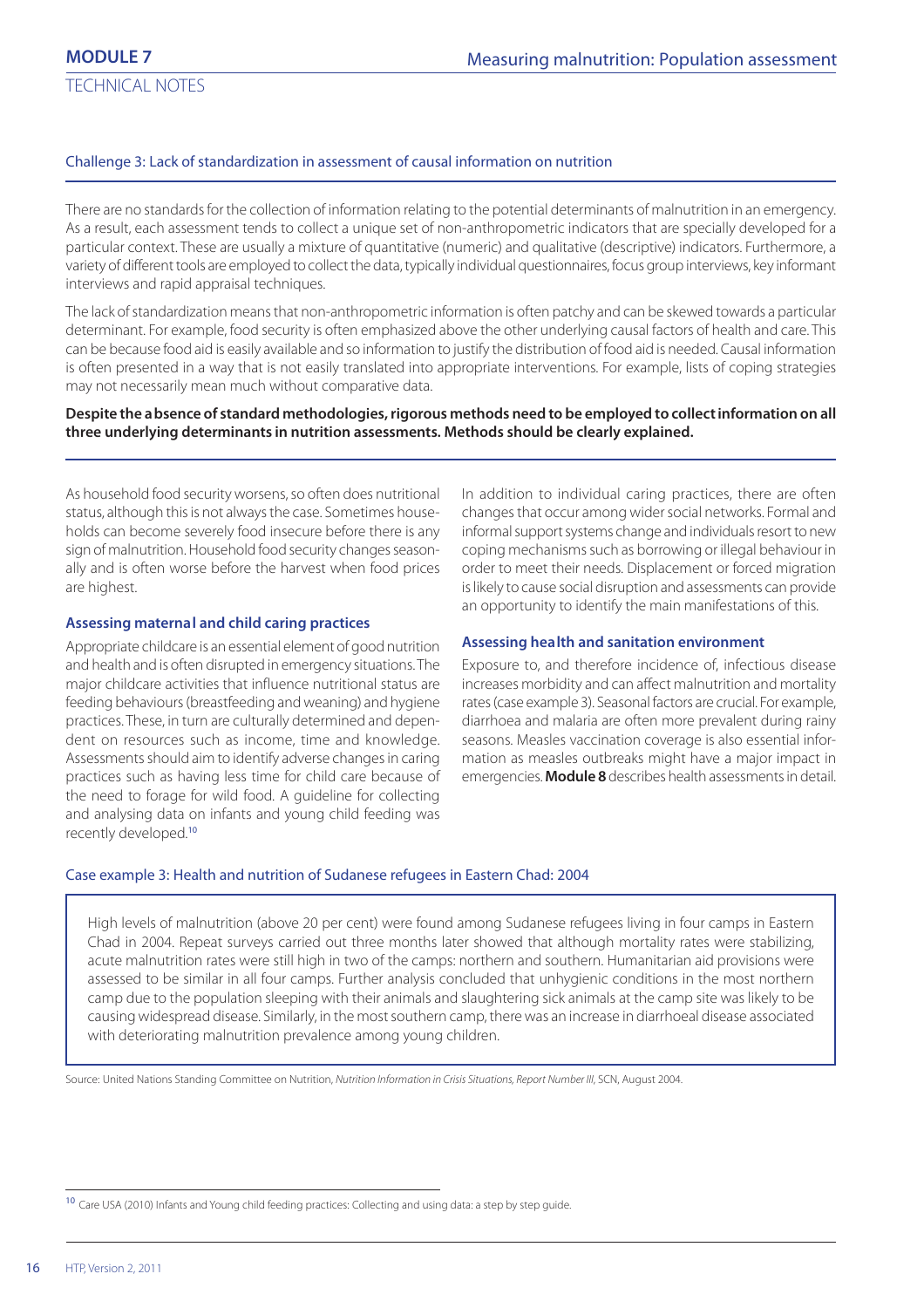### Challenge 3: Lack of standardization in assessment of causal information on nutrition

There are no standards for the collection of information relating to the potential determinants of malnutrition in an emergency. As a result, each assessment tends to collect a unique set of non-anthropometric indicators that are specially developed for a particular context. These are usually a mixture of quantitative (numeric) and qualitative (descriptive) indicators. Furthermore, a variety of different tools are employed to collect the data, typically individual questionnaires, focus group interviews, key informant interviews and rapid appraisal techniques.

The lack of standardization means that non-anthropometric information is often patchy and can be skewed towards a particular determinant. For example, food security is often emphasized above the other underlying causal factors of health and care. This can be because food aid is easily available and so information to justify the distribution of food aid is needed. Causal information is often presented in a way that is not easily translated into appropriate interventions. For example, lists of coping strategies may not necessarily mean much without comparative data.

**Despite the absence of standard methodologies, rigorous methods need to be employed to collect information on all three underlying determinants in nutrition assessments. Methods should be clearly explained.**

As household food security worsens, so often does nutritional status, although this is not always the case. Sometimes households can become severely food insecure before there is any sign of malnutrition. Household food security changes seasonally and is often worse before the harvest when food prices are highest.

#### Assessing maternal and child caring practices

Appropriate childcare is an essential element of good nutrition and health and is often disrupted in emergency situations. The major childcare activities that influence nutritional status are feeding behaviours (breastfeeding and weaning) and hygiene practices. These, in turn are culturally determined and dependent on resources such as income, time and knowledge. Assessments should aim to identify adverse changes in caring practices such as having less time for child care because of the need to forage for wild food. A guideline for collecting and analysing data on infants and young child feeding was recently developed.[10]

In addition to individual caring practices, there are often changes that occur among wider social networks. Formal and informal support systems change and individuals resort to new coping mechanisms such as borrowing or illegal behaviour in order to meet their needs. Displacement or forced migration is likely to cause social disruption and assessments can provide an opportunity to identify the main manifestations of this.

#### Assessing health and sanitation environment

Exposure to, and therefore incidence of, infectious disease increases morbidity and can affect malnutrition and mortality rates (case example 3). Seasonal factors are crucial. For example, diarrhoea and malaria are often more prevalent during rainy seasons. Measles vaccination coverage is also essential information as measles outbreaks might have a major impact in emergencies. **Module 8** describes health assessments in detail.

### Case example 3: Health and nutrition of Sudanese refugees in Eastern Chad: 2004

High levels of malnutrition (above 20 per cent) were found among Sudanese refugees living in four camps in Eastern Chad in 2004. Repeat surveys carried out three months later showed that although mortality rates were stabilizing, acute malnutrition rates were still high in two of the camps: northern and southern. Humanitarian aid provisions were assessed to be similar in all four camps. Further analysis concluded that unhygienic conditions in the most northern camp due to the population sleeping with their animals and slaughtering sick animals at the camp site was likely to be causing widespread disease. Similarly, in the most southern camp, there was an increase in diarrhoeal disease associated with deteriorating malnutrition prevalence among young children.

Source: United Nations Standing Committee on Nutrition, *Nutrition Information in Crisis Situations, Report Number III*, SCN, August 2004.

---

[10] Care USA (2010) Infants and Young child feeding practices: Collecting and using data: a step by step guide.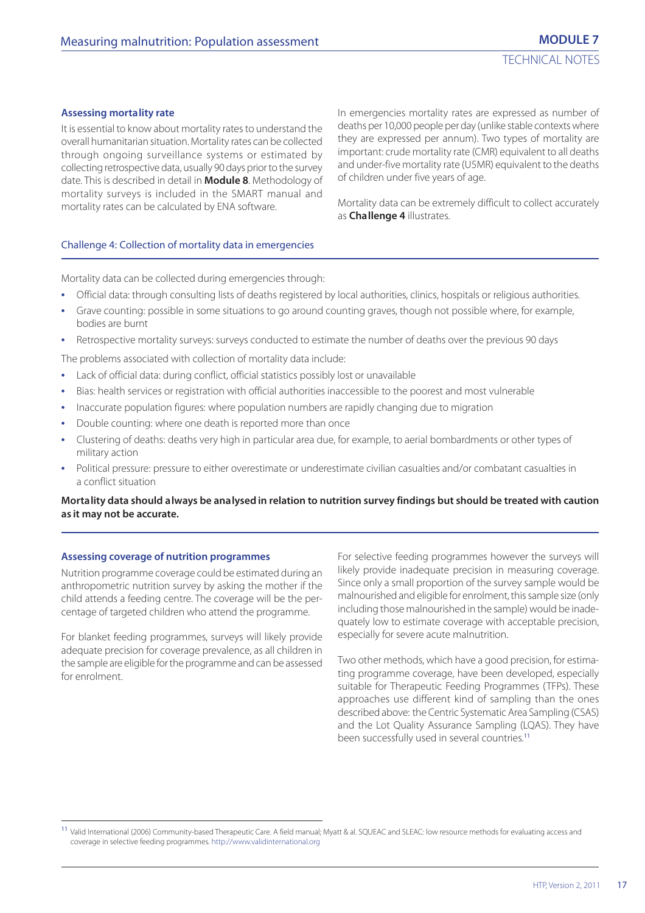### Assessing mortality rate

It is essential to know about mortality rates to understand the overall humanitarian situation. Mortality rates can be collected through ongoing surveillance systems or estimated by collecting retrospective data, usually 90 days prior to the survey date. This is described in detail in **Module 8**. Methodology of mortality surveys is included in the SMART manual and mortality rates can be calculated by ENA software.

In emergencies mortality rates are expressed as number of deaths per 10,000 people per day (unlike stable contexts where they are expressed per annum). Two types of mortality are important: crude mortality rate (CMR) equivalent to all deaths and under-five mortality rate (U5MR) equivalent to the deaths of children under five years of age.

Mortality data can be extremely difficult to collect accurately as **Challenge 4** illustrates.

#### Challenge 4: Collection of mortality data in emergencies

Mortality data can be collected during emergencies through:

- Official data: through consulting lists of deaths registered by local authorities, clinics, hospitals or religious authorities.
- Grave counting: possible in some situations to go around counting graves, though not possible where, for example, bodies are burnt
- Retrospective mortality surveys: surveys conducted to estimate the number of deaths over the previous 90 days

The problems associated with collection of mortality data include:

- Lack of official data: during conflict, official statistics possibly lost or unavailable
- Bias: health services or registration with official authorities inaccessible to the poorest and most vulnerable
- Inaccurate population figures: where population numbers are rapidly changing due to migration
- Double counting: where one death is reported more than once
- Clustering of deaths: deaths very high in particular area due, for example, to aerial bombardments or other types of military action
- Political pressure: pressure to either overestimate or underestimate civilian casualties and/or combatant casualties in a conflict situation

**Mortality data should always be analysed in relation to nutrition survey findings but should be treated with caution as it may not be accurate.**

### Assessing coverage of nutrition programmes

Nutrition programme coverage could be estimated during an anthropometric nutrition survey by asking the mother if the child attends a feeding centre. The coverage will be the percentage of targeted children who attend the programme.

For blanket feeding programmes, surveys will likely provide adequate precision for coverage prevalence, as all children in the sample are eligible for the programme and can be assessed for enrolment.

For selective feeding programmes however the surveys will likely provide inadequate precision in measuring coverage. Since only a small proportion of the survey sample would be malnourished and eligible for enrolment, this sample size (only including those malnourished in the sample) would be inadequately low to estimate coverage with acceptable precision, especially for severe acute malnutrition.

Two other methods, which have a good precision, for estimating programme coverage, have been developed, especially suitable for Therapeutic Feeding Programmes (TFPs). These approaches use different kind of sampling than the ones described above: the Centric Systematic Area Sampling (CSAS) and the Lot Quality Assurance Sampling (LQAS). They have been successfully used in several countries.[11]

---

[11] Valid International (2006) Community-based Therapeutic Care. A field manual; Myatt & al. SQUEAC and SLEAC: low resource methods for evaluating access and coverage in selective feeding programmes. http://www.validinternational.org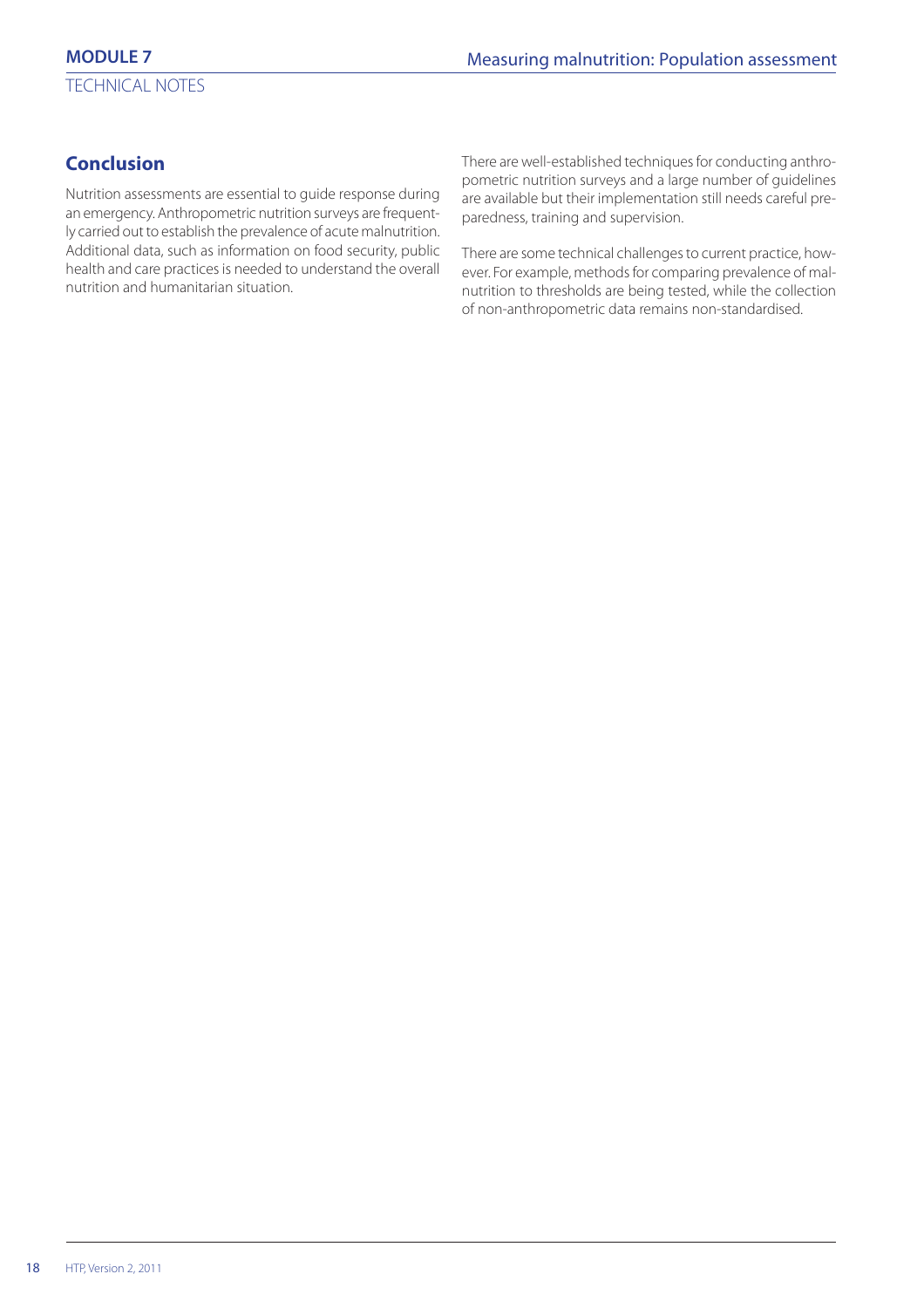## Conclusion

Nutrition assessments are essential to guide response during an emergency. Anthropometric nutrition surveys are frequently carried out to establish the prevalence of acute malnutrition. Additional data, such as information on food security, public health and care practices is needed to understand the overall nutrition and humanitarian situation.

There are well-established techniques for conducting anthropometric nutrition surveys and a large number of guidelines are available but their implementation still needs careful preparedness, training and supervision.

There are some technical challenges to current practice, however. For example, methods for comparing prevalence of malnutrition to thresholds are being tested, while the collection of non-anthropometric data remains non-standardised.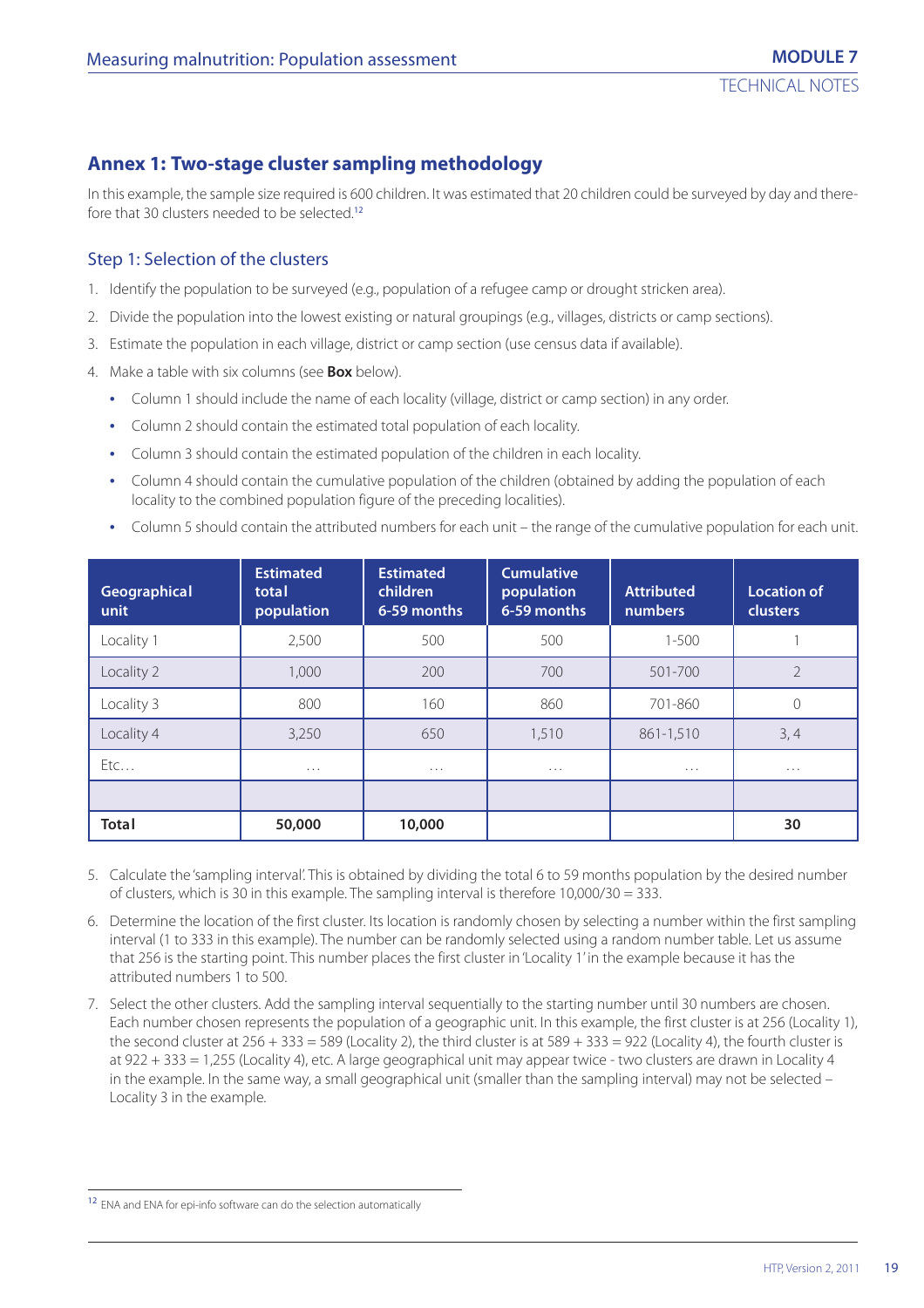## Annex 1: Two-stage cluster sampling methodology

In this example, the sample size required is 600 children. It was estimated that 20 children could be surveyed by day and therefore that 30 clusters needed to be selected.[12]

### Step 1: Selection of the clusters

1. Identify the population to be surveyed (e.g., population of a refugee camp or drought stricken area).
2. Divide the population into the lowest existing or natural groupings (e.g., villages, districts or camp sections).
3. Estimate the population in each village, district or camp section (use census data if available).
4. Make a table with six columns (see **Box** below).
   - Column 1 should include the name of each locality (village, district or camp section) in any order.
   - Column 2 should contain the estimated total population of each locality.
   - Column 3 should contain the estimated population of the children in each locality.
   - Column 4 should contain the cumulative population of the children (obtained by adding the population of each locality to the combined population figure of the preceding localities).
   - Column 5 should contain the attributed numbers for each unit – the range of the cumulative population for each unit.

| Geographical unit | Estimated total population | Estimated children 6-59 months | Cumulative population 6-59 months | Attributed numbers | Location of clusters |
|---|---|---|---|---|---|
| Locality 1 | 2,500 | 500 | 500 | 1-500 | 1 |
| Locality 2 | 1,000 | 200 | 700 | 501-700 | 2 |
| Locality 3 | 800 | 160 | 860 | 701-860 | 0 |
| Locality 4 | 3,250 | 650 | 1,510 | 861-1,510 | 3, 4 |
| Etc… | … | … | … | … | … |
| | | | | | |
| **Total** | **50,000** | **10,000** | | | **30** |

5. Calculate the 'sampling interval'. This is obtained by dividing the total 6 to 59 months population by the desired number of clusters, which is 30 in this example. The sampling interval is therefore 10,000/30 = 333.
6. Determine the location of the first cluster. Its location is randomly chosen by selecting a number within the first sampling interval (1 to 333 in this example). The number can be randomly selected using a random number table. Let us assume that 256 is the starting point. This number places the first cluster in 'Locality 1' in the example because it has the attributed numbers 1 to 500.
7. Select the other clusters. Add the sampling interval sequentially to the starting number until 30 numbers are chosen. Each number chosen represents the population of a geographic unit. In this example, the first cluster is at 256 (Locality 1), the second cluster at 256 + 333 = 589 (Locality 2), the third cluster is at 589 + 333 = 922 (Locality 4), the fourth cluster is at 922 + 333 = 1,255 (Locality 4), etc. A large geographical unit may appear twice - two clusters are drawn in Locality 4 in the example. In the same way, a small geographical unit (smaller than the sampling interval) may not be selected – Locality 3 in the example.

[12] ENA and ENA for epi-info software can do the selection automatically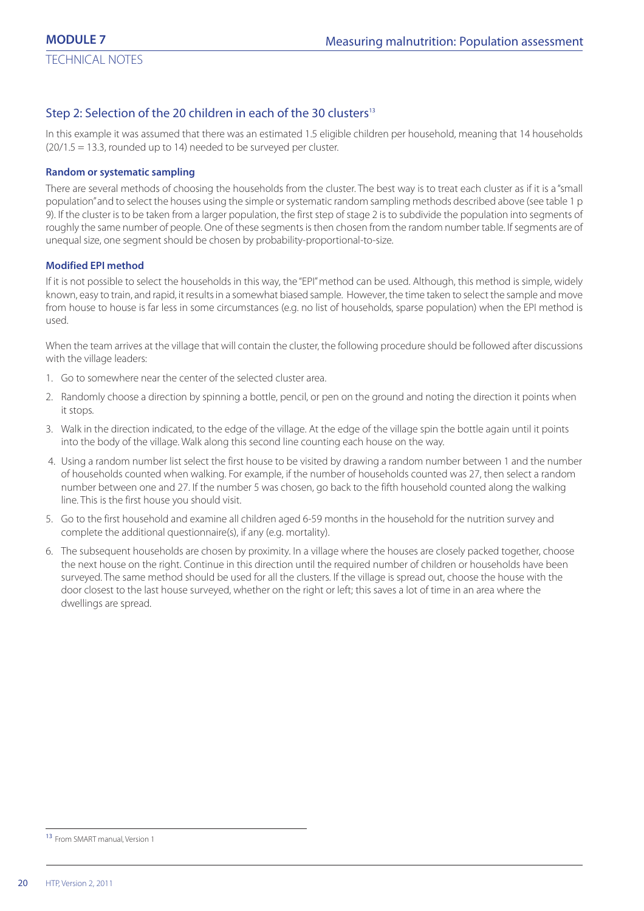## Step 2: Selection of the 20 children in each of the 30 clusters[13]

In this example it was assumed that there was an estimated 1.5 eligible children per household, meaning that 14 households (20/1.5 = 13.3, rounded up to 14) needed to be surveyed per cluster.

**Random or systematic sampling**

There are several methods of choosing the households from the cluster. The best way is to treat each cluster as if it is a "small population" and to select the houses using the simple or systematic random sampling methods described above (see table 1 p 9). If the cluster is to be taken from a larger population, the first step of stage 2 is to subdivide the population into segments of roughly the same number of people. One of these segments is then chosen from the random number table. If segments are of unequal size, one segment should be chosen by probability-proportional-to-size.

**Modified EPI method**

If it is not possible to select the households in this way, the "EPI" method can be used. Although, this method is simple, widely known, easy to train, and rapid, it results in a somewhat biased sample. However, the time taken to select the sample and move from house to house is far less in some circumstances (e.g. no list of households, sparse population) when the EPI method is used.

When the team arrives at the village that will contain the cluster, the following procedure should be followed after discussions with the village leaders:

1. Go to somewhere near the center of the selected cluster area.
2. Randomly choose a direction by spinning a bottle, pencil, or pen on the ground and noting the direction it points when it stops.
3. Walk in the direction indicated, to the edge of the village. At the edge of the village spin the bottle again until it points into the body of the village. Walk along this second line counting each house on the way.
4. Using a random number list select the first house to be visited by drawing a random number between 1 and the number of households counted when walking. For example, if the number of households counted was 27, then select a random number between one and 27. If the number 5 was chosen, go back to the fifth household counted along the walking line. This is the first house you should visit.
5. Go to the first household and examine all children aged 6-59 months in the household for the nutrition survey and complete the additional questionnaire(s), if any (e.g. mortality).
6. The subsequent households are chosen by proximity. In a village where the houses are closely packed together, choose the next house on the right. Continue in this direction until the required number of children or households have been surveyed. The same method should be used for all the clusters. If the village is spread out, choose the house with the door closest to the last house surveyed, whether on the right or left; this saves a lot of time in an area where the dwellings are spread.

---

[13] From SMART manual, Version 1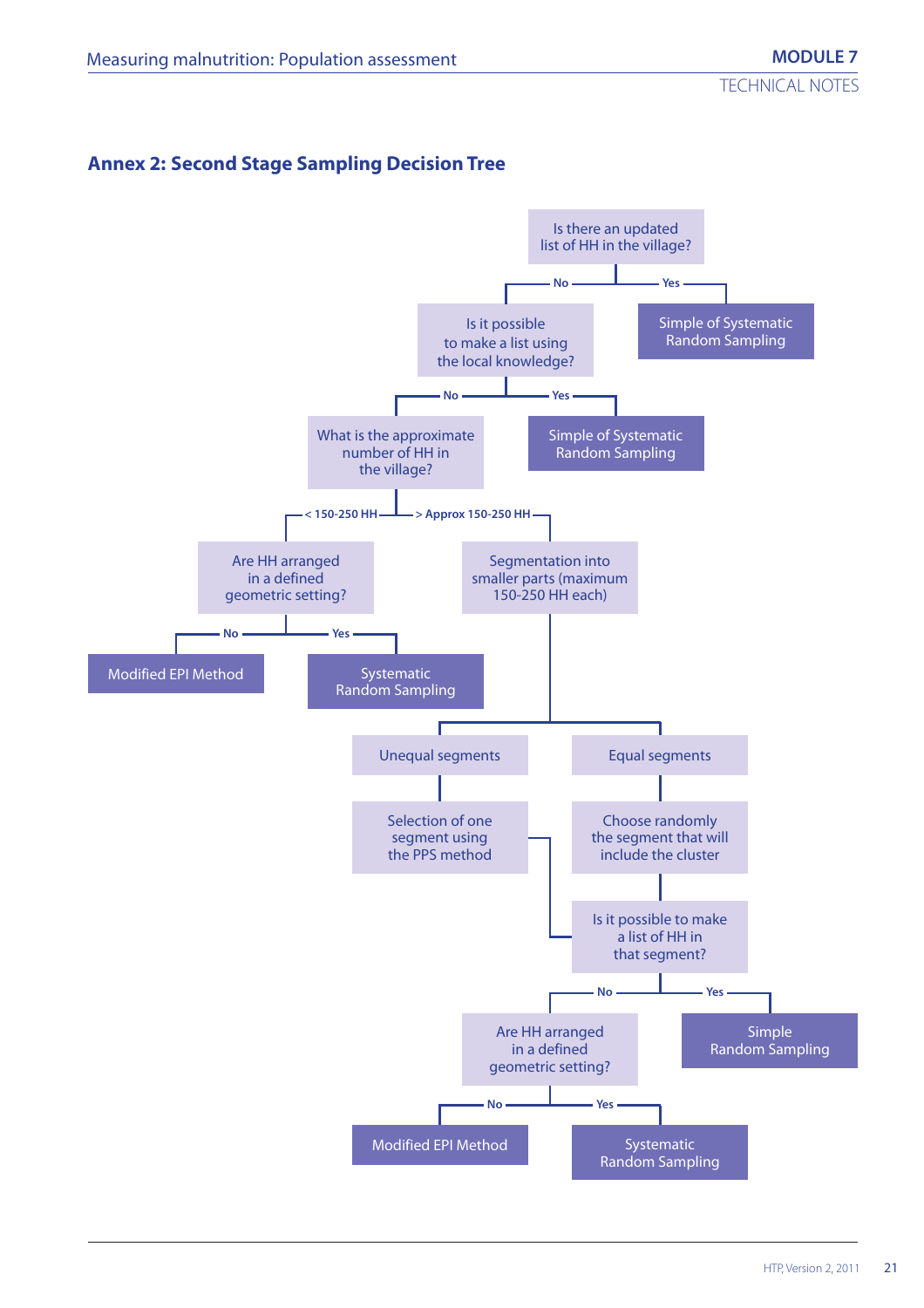## Annex 2: Second Stage Sampling Decision Tree

- Is there an updated list of HH in the village?
  - **Yes** → Simple of Systematic Random Sampling
  - **No** → Is it possible to make a list using the local knowledge?
    - **Yes** → Simple of Systematic Random Sampling
    - **No** → What is the approximate number of HH in the village?
      - **< 150-250 HH** → Are HH arranged in a defined geometric setting?
        - **No** → Modified EPI Method
        - **Yes** → Systematic Random Sampling
      - **> Approx 150-250 HH** → Segmentation into smaller parts (maximum 150-250 HH each)
        - Unequal segments → Selection of one segment using the PPS method → Is it possible to make a list of HH in that segment?
        - Equal segments → Choose randomly the segment that will include the cluster → Is it possible to make a list of HH in that segment?
          - **Yes** → Simple Random Sampling
          - **No** → Are HH arranged in a defined geometric setting?
            - **No** → Modified EPI Method
            - **Yes** → Systematic Random Sampling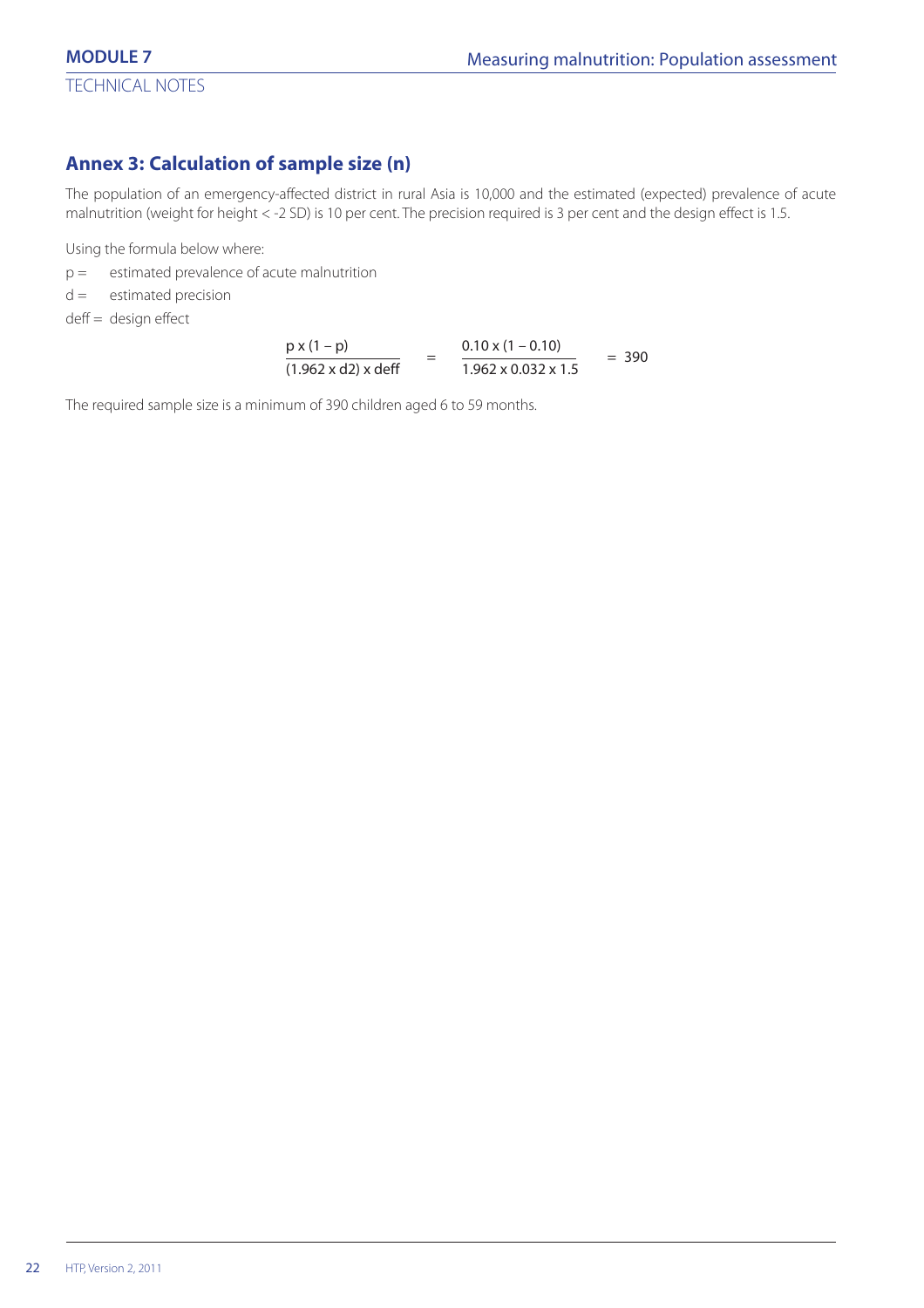## Annex 3: Calculation of sample size (n)

The population of an emergency-affected district in rural Asia is 10,000 and the estimated (expected) prevalence of acute malnutrition (weight for height < -2 SD) is 10 per cent. The precision required is 3 per cent and the design effect is 1.5.

Using the formula below where:

p = estimated prevalence of acute malnutrition

d = estimated precision

deff = design effect

$$\frac{p \times (1 - p)}{(1.962 \times d2) \times deff} = \frac{0.10 \times (1 - 0.10)}{1.962 \times 0.032 \times 1.5} = 390$$

The required sample size is a minimum of 390 children aged 6 to 59 months.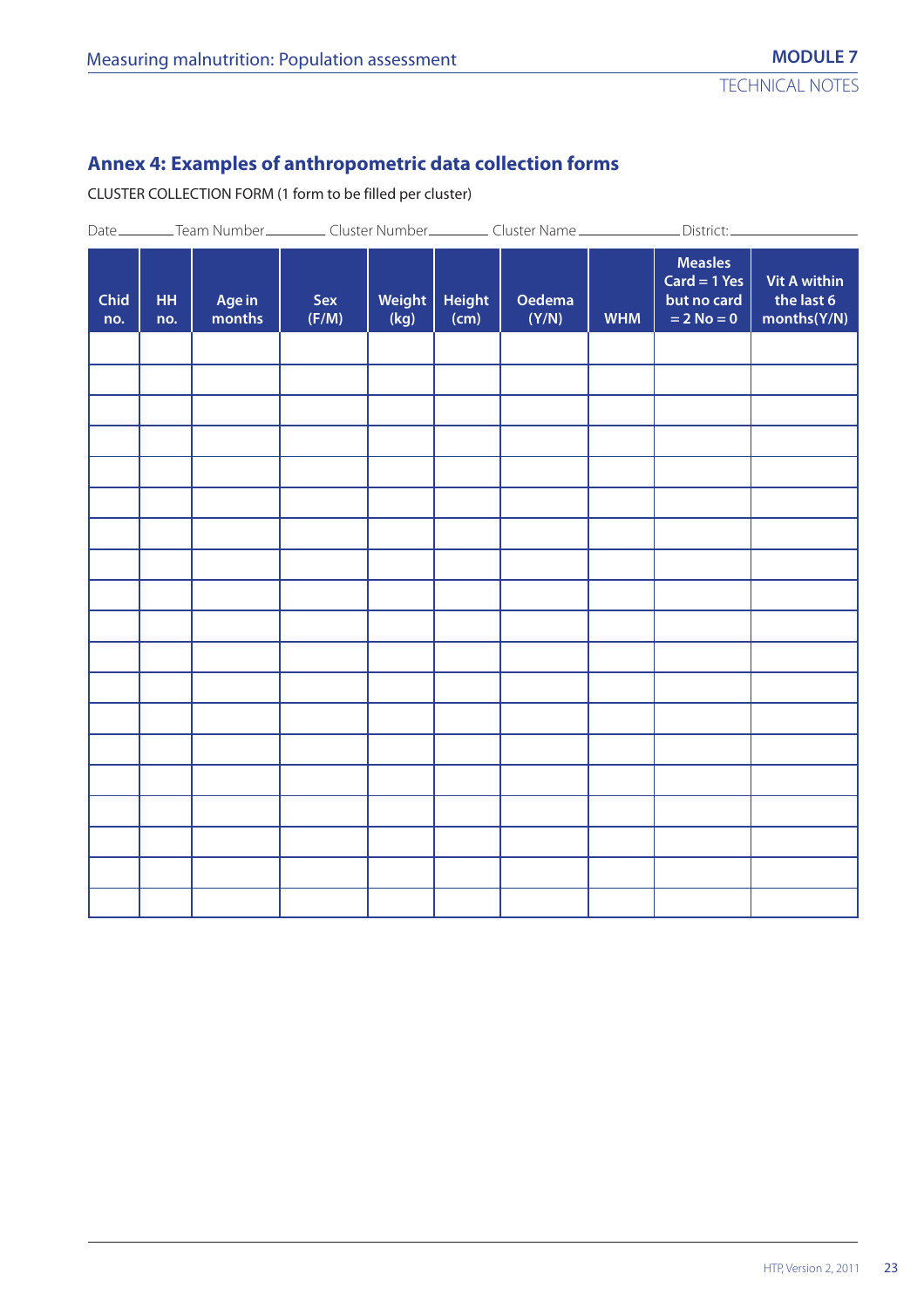## Annex 4: Examples of anthropometric data collection forms

CLUSTER COLLECTION FORM (1 form to be filled per cluster)

Date________ Team Number________ Cluster Number________ Cluster Name______________ District:________________

| Chid no. | HH no. | Age in months | Sex (F/M) | Weight (kg) | Height (cm) | Oedema (Y/N) | WHM | Measles Card = 1 Yes but no card = 2 No = 0 | Vit A within the last 6 months(Y/N) |
|---|---|---|---|---|---|---|---|---|---|
| | | | | | | | | | |
| | | | | | | | | | |
| | | | | | | | | | |
| | | | | | | | | | |
| | | | | | | | | | |
| | | | | | | | | | |
| | | | | | | | | | |
| | | | | | | | | | |
| | | | | | | | | | |
| | | | | | | | | | |
| | | | | | | | | | |
| | | | | | | | | | |
| | | | | | | | | | |
| | | | | | | | | | |
| | | | | | | | | | |
| | | | | | | | | | |
| | | | | | | | | | |
| | | | | | | | | | |
| | | | | | | | | | |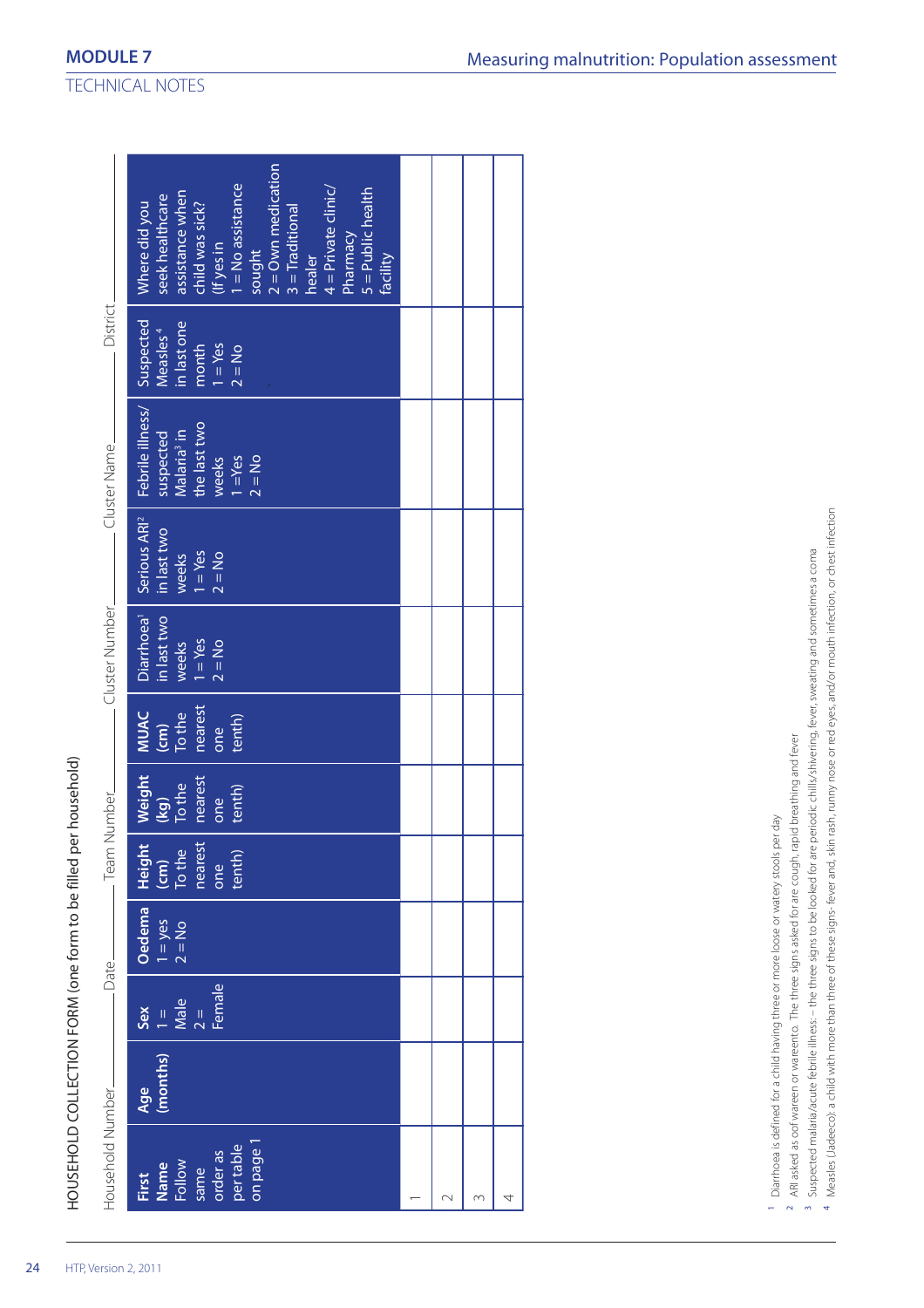HOUSEHOLD COLLECTION FORM (one form to be filled per household)

Household Number\_\_\_\_\_\_ Date\_\_\_\_\_\_ Team Number\_\_\_\_\_\_ Cluster Number\_\_\_\_\_\_ Cluster Name\_\_\_\_\_\_ District\_\_\_\_\_\_

| First Name Follow same order as per table on page 1 | Age (months) | Sex 1 = Male 2 = Female | Oedema 1 = yes 2 = No | Height (cm) To the nearest one tenth) | Weight (kg) To the nearest one tenth) | MUAC (cm) To the nearest one tenth) | Diarrhoea[1] in last two weeks 1 = Yes 2 = No | Serious ARI[2] in last two weeks 1 = Yes 2 = No | Febrile illness/ suspected Malaria[3] in the last two weeks 1 =Yes 2 = No | Suspected Measles[4] in last one month 1 = Yes 2 = No | Where did you seek healthcare assistance when child was sick? (If yes in 1 = No assistance sought 2 = Own medication 3 = Traditional healer 4 = Private clinic/ Pharmacy 5 = Public health facility |
|---|---|---|---|---|---|---|---|---|---|---|---|
| 1 | | | | | | | | | | | |
| 2 | | | | | | | | | | | |
| 3 | | | | | | | | | | | |
| 4 | | | | | | | | | | | |

[1] Diarrhoea is defined for a child having three or more loose or watery stools per day

[2] ARI asked as oof wareen or wareento. The three signs asked for are cough, rapid breathing and fever

[3] Suspected malaria/acute febrile illness: – the three signs to be looked for are periodic chills/shivering, fever, sweating and sometimes a coma

[4] Measles (Jadeeco): a child with more than three of these signs- fever and, skin rash, runny nose or red eyes, and/or mouth infection, or chest infection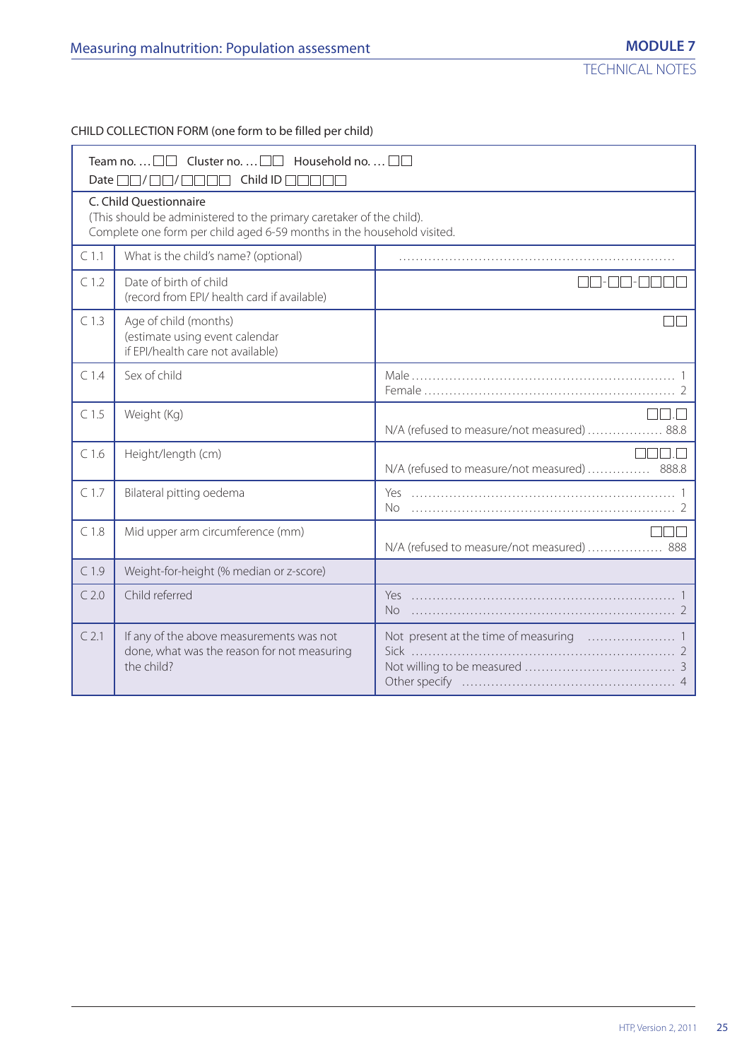CHILD COLLECTION FORM (one form to be filled per child)

Team no. … □□ Cluster no. … □□ Household no. … □□
Date □□/□□/□□□□ Child ID □□□□□

C. Child Questionnaire
(This should be administered to the primary caretaker of the child).
Complete one form per child aged 6-59 months in the household visited.

| | | |
|---|---|---|
| C 1.1 | What is the child's name? (optional) | ………………………………………… |
| C 1.2 | Date of birth of child<br>(record from EPI/ health card if available) | □□-□□-□□□□ |
| C 1.3 | Age of child (months)<br>(estimate using event calendar<br>if EPI/health care not available) | □□ |
| C 1.4 | Sex of child | Male ………………………… 1<br>Female ………………………… 2 |
| C 1.5 | Weight (Kg) | □□.□<br>N/A (refused to measure/not measured) ……………… 88.8 |
| C 1.6 | Height/length (cm) | □□□.□<br>N/A (refused to measure/not measured) …………… 888.8 |
| C 1.7 | Bilateral pitting oedema | Yes ………………………… 1<br>No ………………………… 2 |
| C 1.8 | Mid upper arm circumference (mm) | □□□<br>N/A (refused to measure/not measured) ……………… 888 |
| C 1.9 | Weight-for-height (% median or z-score) | |
| C 2.0 | Child referred | Yes ………………………… 1<br>No ………………………… 2 |
| C 2.1 | If any of the above measurements was not done, what was the reason for not measuring the child? | Not present at the time of measuring ………… 1<br>Sick ………………………… 2<br>Not willing to be measured ………………… 3<br>Other specify ………………………… 4 |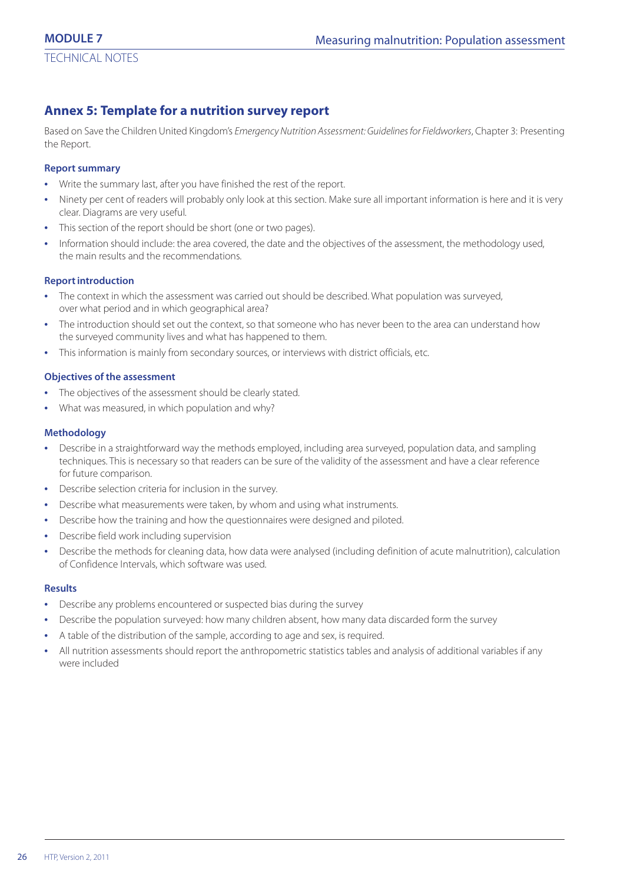## Annex 5: Template for a nutrition survey report

Based on Save the Children United Kingdom's *Emergency Nutrition Assessment: Guidelines for Fieldworkers*, Chapter 3: Presenting the Report.

### Report summary

- Write the summary last, after you have finished the rest of the report.
- Ninety per cent of readers will probably only look at this section. Make sure all important information is here and it is very clear. Diagrams are very useful.
- This section of the report should be short (one or two pages).
- Information should include: the area covered, the date and the objectives of the assessment, the methodology used, the main results and the recommendations.

### Report introduction

- The context in which the assessment was carried out should be described. What population was surveyed, over what period and in which geographical area?
- The introduction should set out the context, so that someone who has never been to the area can understand how the surveyed community lives and what has happened to them.
- This information is mainly from secondary sources, or interviews with district officials, etc.

### Objectives of the assessment

- The objectives of the assessment should be clearly stated.
- What was measured, in which population and why?

### Methodology

- Describe in a straightforward way the methods employed, including area surveyed, population data, and sampling techniques. This is necessary so that readers can be sure of the validity of the assessment and have a clear reference for future comparison.
- Describe selection criteria for inclusion in the survey.
- Describe what measurements were taken, by whom and using what instruments.
- Describe how the training and how the questionnaires were designed and piloted.
- Describe field work including supervision
- Describe the methods for cleaning data, how data were analysed (including definition of acute malnutrition), calculation of Confidence Intervals, which software was used.

### Results

- Describe any problems encountered or suspected bias during the survey
- Describe the population surveyed: how many children absent, how many data discarded form the survey
- A table of the distribution of the sample, according to age and sex, is required.
- All nutrition assessments should report the anthropometric statistics tables and analysis of additional variables if any were included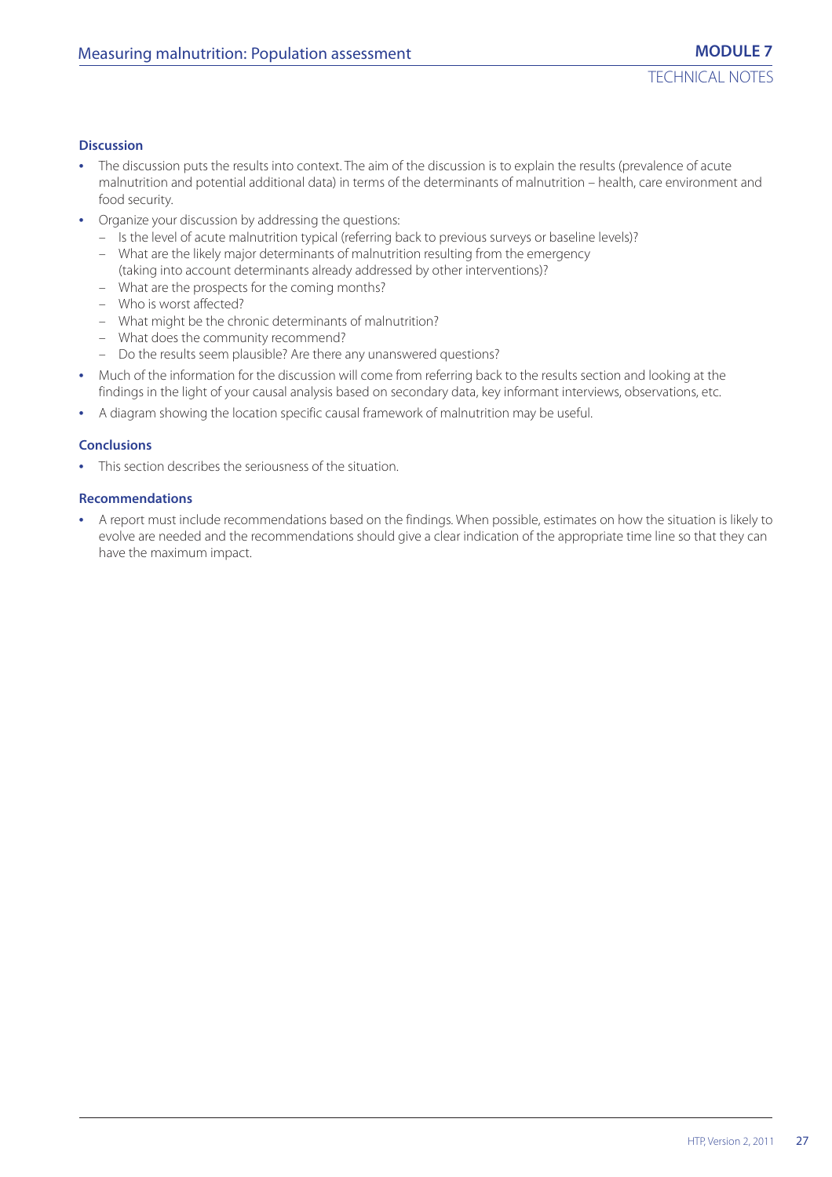### Discussion

- The discussion puts the results into context. The aim of the discussion is to explain the results (prevalence of acute malnutrition and potential additional data) in terms of the determinants of malnutrition – health, care environment and food security.
- Organize your discussion by addressing the questions:
  - Is the level of acute malnutrition typical (referring back to previous surveys or baseline levels)?
  - What are the likely major determinants of malnutrition resulting from the emergency (taking into account determinants already addressed by other interventions)?
  - What are the prospects for the coming months?
  - Who is worst affected?
  - What might be the chronic determinants of malnutrition?
  - What does the community recommend?
  - Do the results seem plausible? Are there any unanswered questions?
- Much of the information for the discussion will come from referring back to the results section and looking at the findings in the light of your causal analysis based on secondary data, key informant interviews, observations, etc.
- A diagram showing the location specific causal framework of malnutrition may be useful.

### Conclusions

- This section describes the seriousness of the situation.

### Recommendations

- A report must include recommendations based on the findings. When possible, estimates on how the situation is likely to evolve are needed and the recommendations should give a clear indication of the appropriate time line so that they can have the maximum impact.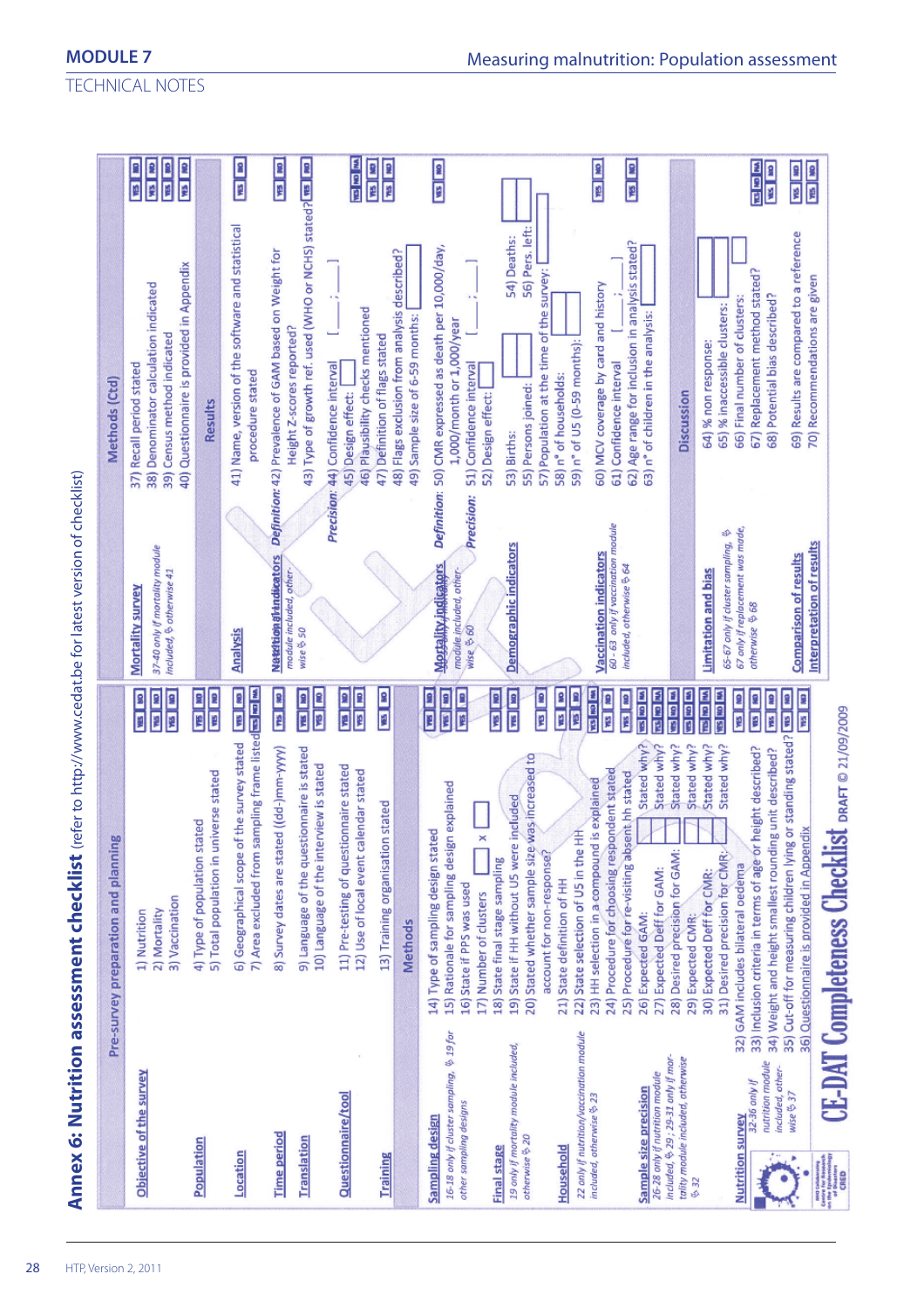# Annex 6: Nutrition assessment checklist (refer to http://www.cedat.be for latest version of checklist)

## Pre-survey preparation and planning

**Objective of the survey**
1) Nutrition — YES / NO
2) Mortality — YES / NO
3) Vaccination — YES / NO

**Population**
4) Type of population stated — YES / NO
5) Total population in universe stated — YES / NO

**Location**
6) Geographical scope of the survey stated — YES / NO
7) Area excluded from sampling frame listed — YES / NO / NA

**Time period**
8) Survey dates are stated ((dd-)mm-yyyy) — YES / NO

**Translation**
9) Language of the questionnaire is stated — YES / NO
10) Language of the interview is stated — YES / NO

**Questionnaire/tool**
11) Pre-testing of questionnaire stated — YES / NO
12) Use of local event calendar stated — YES / NO

**Training**
13) Training organisation stated — YES / NO

## Methods

**Sampling design**
*16-18 only if cluster sampling, ⇨ 19 for other sampling designs*
14) Type of sampling design stated — YES / NO
15) Rationale for sampling design explained — YES / NO
16) State if PPS was used — YES / NO
17) Number of clusters [ ] x [ ]

**Final stage**
*19 only if mortality module included, otherwise ⇨ 20*
18) State final stage sampling — YES / NO
19) State if HH without U5 were included — YES / NO
20) Stated whether sample size was increased to account for non-response? — YES / NO

**Household**
*22 only if nutrition/vaccination module included, otherwise ⇨ 23*
21) State definition of HH — YES / NO
22) State selection of U5 in the HH — YES / NO
23) HH selection in a compound is explained — YES / NO / NA
24) Procedure for choosing respondent stated — YES / NO
25) Procedure for re-visiting absent hh stated — YES / NO

**Sample size precision**
*26-28 only if nutrition module included, ⇨ 29; 29-31 only if mortality module included, otherwise ⇨ 32*
26) Expected GAM: [ ] Stated why? — YES / NO / NA
27) Expected Deff for GAM: [ ] Stated why? — YES / NO / NA
28) Desired precision for GAM: [ ] Stated why? — YES / NO / NA
29) Expected CMR: [ ] Stated why? — YES / NO / NA
30) Expected Deff for CMR: [ ] Stated why? — YES / NO / NA
31) Desired precision for CMR: [ ] Stated why? — YES / NO / NA

**Nutrition survey**
*32-36 only if nutrition module included, otherwise ⇨ 37*
32) GAM includes bilateral oedema — YES / NO
33) Inclusion criteria in terms of age or height described? — YES / NO
34) Weight and height smallest rounding unit described? — YES / NO
35) Cut-off for measuring children lying or standing stated? — YES / NO
36) Questionnaire is provided in Appendix — YES / NO

## Methods (Ctd)

**Mortality survey**
*37-40 only if mortality module included, ⇨ otherwise 41*
37) Recall period stated — YES / NO
38) Denominator calculation indicated — YES / NO
39) Census method indicated — YES / NO
40) Questionnaire is provided in Appendix — YES / NO

## Results

**Analysis**
41) Name, version of the software and statistical procedure stated — YES / NO

**Nutritional indicators**
*42-49 only if nutrition module included, otherwise ⇨ 50*
*Definition:* 42) Prevalence of GAM based on Weight for Height Z-scores reported? — YES / NO
43) Type of growth ref. used (WHO or NCHS) stated? — YES / NO
*Precision:* 44) Confidence interval [ ; ]
45) Design effect: [ ]
46) Plausibility checks mentioned — YES / NO / NA
47) Definition of flags stated — YES / NO
48) Flags exclusion from analysis described? — YES / NO
49) Sample size of 6-59 months: [ ]

**Mortality indicators**
*50-59 only if mortality module included, otherwise ⇨ 60*
*Definition:* 50) CMR expressed as death per 10,000/day, 1,000/month or 1,000/year — YES / NO
*Precision:* 51) Confidence interval [ ; ]
52) Design effect: [ ]

**Demographic indicators**
53) Births: [ ] 54) Deaths: [ ]
55) Persons joined: [ ] 56) Pers. left: [ ]
57) Population at the time of the survey: [ ]
58) n° of households: [ ]
59) n° of U5 (0-59 months): [ ]

**Vaccination indicators**
*60 - 63 only if vaccination module included, otherwise ⇨ 64*
60) MCV coverage by card and history — YES / NO
61) Confidence interval [ ; ]
62) Age range for inclusion in analysis stated? — YES / NO
63) n° of children in the analysis: [ ]

## Discussion

**Limitation and bias**
*65-67 only if cluster sampling, ⇨ 67 only if replacement was made, otherwise ⇨ 68*
64) % non response: [ ]
65) % inaccessible clusters: [ ]
66) Final number of clusters: [ ]
67) Replacement method stated? — YES / NO / NA
68) Potential bias described? — YES / NO

**Comparison of results**
69) Results are compared to a reference — YES / NO

**Interpretation of results**
70) Recommendations are given — YES / NO

**CE-DAT Completeness Checklist** DRAFT © 21/09/2009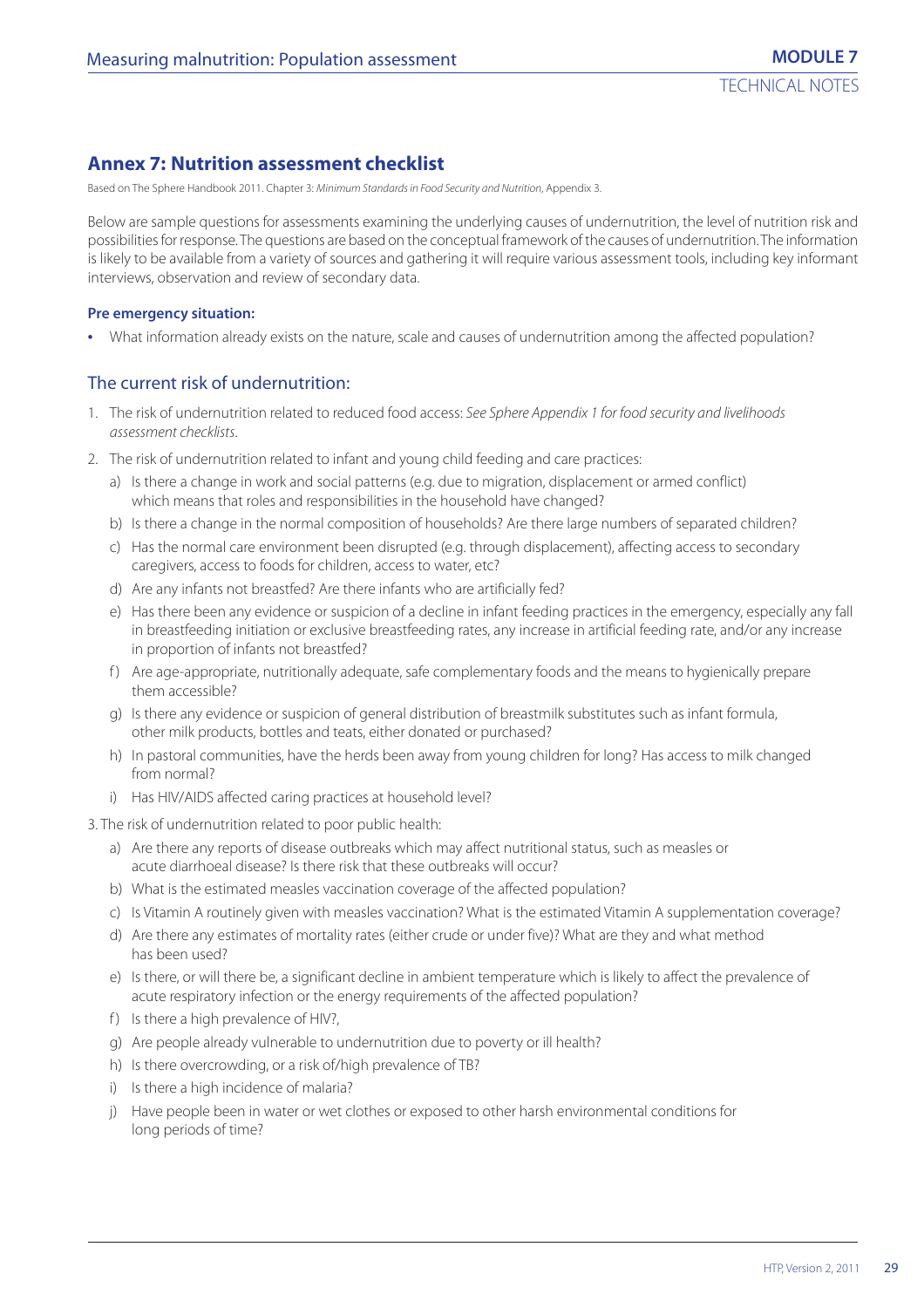## Annex 7: Nutrition assessment checklist

Based on The Sphere Handbook 2011. Chapter 3: *Minimum Standards in Food Security and Nutrition*, Appendix 3.

Below are sample questions for assessments examining the underlying causes of undernutrition, the level of nutrition risk and possibilities for response. The questions are based on the conceptual framework of the causes of undernutrition. The information is likely to be available from a variety of sources and gathering it will require various assessment tools, including key informant interviews, observation and review of secondary data.

**Pre emergency situation:**

- What information already exists on the nature, scale and causes of undernutrition among the affected population?

### The current risk of undernutrition:

1. The risk of undernutrition related to reduced food access: *See Sphere Appendix 1 for food security and livelihoods assessment checklists*.
2. The risk of undernutrition related to infant and young child feeding and care practices:
   a) Is there a change in work and social patterns (e.g. due to migration, displacement or armed conflict) which means that roles and responsibilities in the household have changed?
   b) Is there a change in the normal composition of households? Are there large numbers of separated children?
   c) Has the normal care environment been disrupted (e.g. through displacement), affecting access to secondary caregivers, access to foods for children, access to water, etc?
   d) Are any infants not breastfed? Are there infants who are artificially fed?
   e) Has there been any evidence or suspicion of a decline in infant feeding practices in the emergency, especially any fall in breastfeeding initiation or exclusive breastfeeding rates, any increase in artificial feeding rate, and/or any increase in proportion of infants not breastfed?
   f) Are age-appropriate, nutritionally adequate, safe complementary foods and the means to hygienically prepare them accessible?
   g) Is there any evidence or suspicion of general distribution of breastmilk substitutes such as infant formula, other milk products, bottles and teats, either donated or purchased?
   h) In pastoral communities, have the herds been away from young children for long? Has access to milk changed from normal?
   i) Has HIV/AIDS affected caring practices at household level?

3. The risk of undernutrition related to poor public health:
   a) Are there any reports of disease outbreaks which may affect nutritional status, such as measles or acute diarrhoeal disease? Is there risk that these outbreaks will occur?
   b) What is the estimated measles vaccination coverage of the affected population?
   c) Is Vitamin A routinely given with measles vaccination? What is the estimated Vitamin A supplementation coverage?
   d) Are there any estimates of mortality rates (either crude or under five)? What are they and what method has been used?
   e) Is there, or will there be, a significant decline in ambient temperature which is likely to affect the prevalence of acute respiratory infection or the energy requirements of the affected population?
   f) Is there a high prevalence of HIV?,
   g) Are people already vulnerable to undernutrition due to poverty or ill health?
   h) Is there overcrowding, or a risk of/high prevalence of TB?
   i) Is there a high incidence of malaria?
   j) Have people been in water or wet clothes or exposed to other harsh environmental conditions for long periods of time?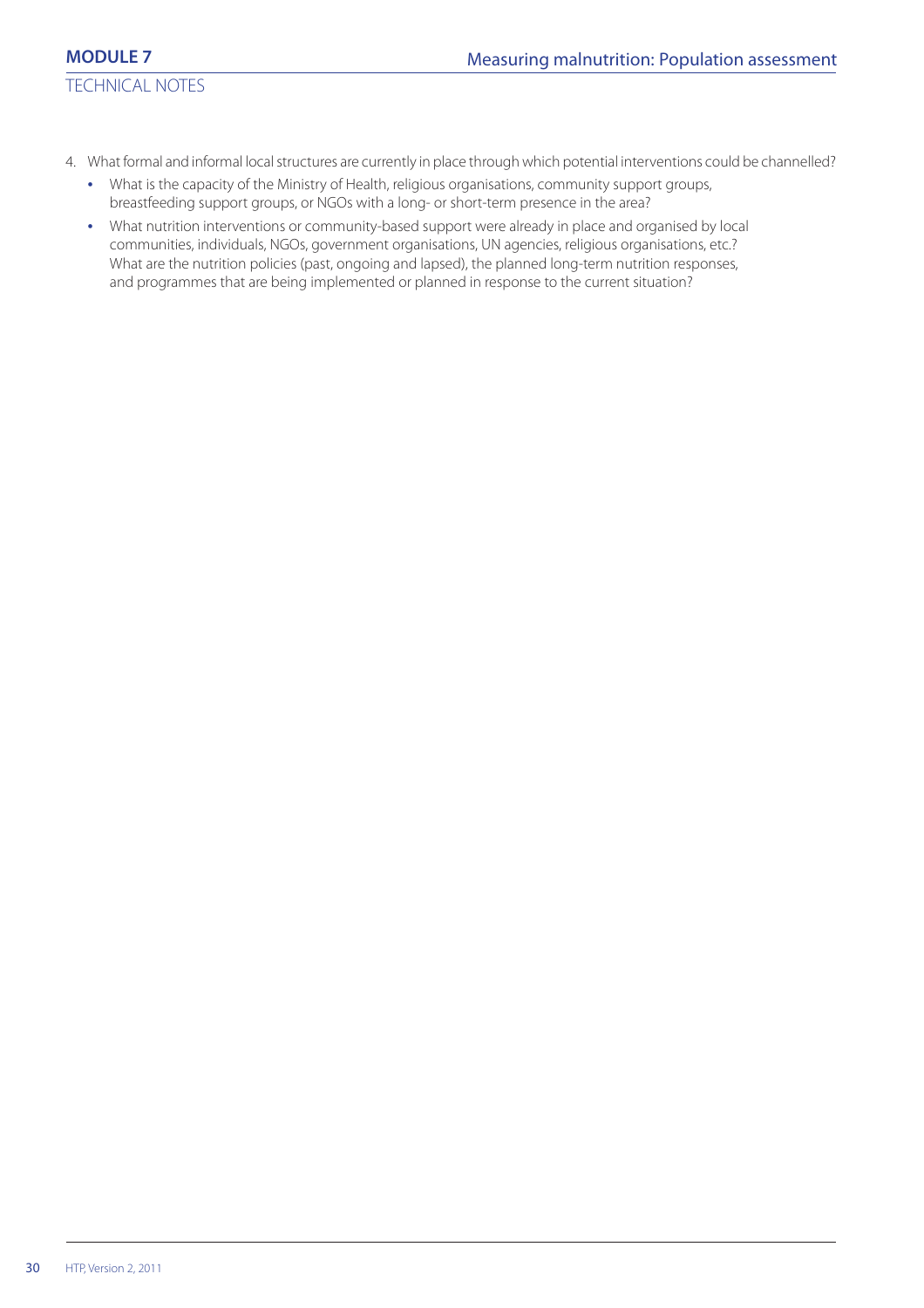4. What formal and informal local structures are currently in place through which potential interventions could be channelled?
   - What is the capacity of the Ministry of Health, religious organisations, community support groups, breastfeeding support groups, or NGOs with a long- or short-term presence in the area?
   - What nutrition interventions or community-based support were already in place and organised by local communities, individuals, NGOs, government organisations, UN agencies, religious organisations, etc.? What are the nutrition policies (past, ongoing and lapsed), the planned long-term nutrition responses, and programmes that are being implemented or planned in response to the current situation?